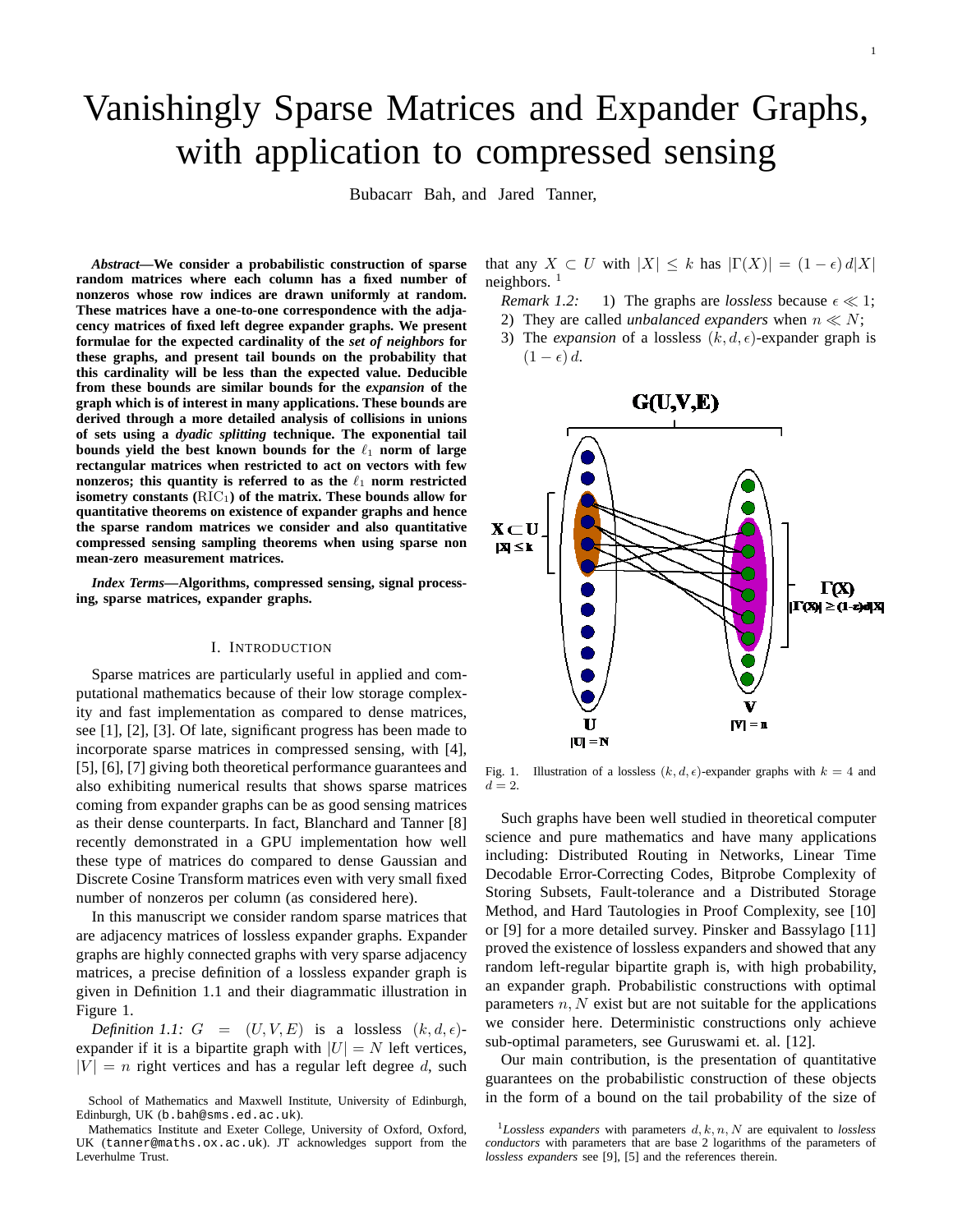# Vanishingly Sparse Matrices and Expander Graphs, with application to compressed sensing

Bubacarr Bah, and Jared Tanner,

***Abstract*—We consider a probabilistic construction of sparse random matrices where each column has a fixed number of nonzeros whose row indices are drawn uniformly at random. These matrices have a one-to-one correspondence with the adjacency matrices of fixed left degree expander graphs. We present formulae for the expected cardinality of the *set of neighbors* for these graphs, and present tail bounds on the probability that this cardinality will be less than the expected value. Deducible from these bounds are similar bounds for the *expansion* of the graph which is of interest in many applications. These bounds are derived through a more detailed analysis of collisions in unions of sets using a *dyadic splitting* technique. The exponential tail bounds yield the best known bounds for the $\ell_1$ norm of large rectangular matrices when restricted to act on vectors with few nonzeros; this quantity is referred to as the $\ell_1$ norm restricted isometry constants ($\mathrm{RIC}_1$) of the matrix. These bounds allow for quantitative theorems on existence of expander graphs and hence the sparse random matrices we consider and also quantitative compressed sensing sampling theorems when using sparse non mean-zero measurement matrices.**

***Index Terms*—Algorithms, compressed sensing, signal processing, sparse matrices, expander graphs.**

## I. Introduction

Sparse matrices are particularly useful in applied and computational mathematics because of their low storage complexity and fast implementation as compared to dense matrices, see [1], [2], [3]. Of late, significant progress has been made to incorporate sparse matrices in compressed sensing, with [4], [5], [6], [7] giving both theoretical performance guarantees and also exhibiting numerical results that shows sparse matrices coming from expander graphs can be as good sensing matrices as their dense counterparts. In fact, Blanchard and Tanner [8] recently demonstrated in a GPU implementation how well these type of matrices do compared to dense Gaussian and Discrete Cosine Transform matrices even with very small fixed number of nonzeros per column (as considered here).

In this manuscript we consider random sparse matrices that are adjacency matrices of lossless expander graphs. Expander graphs are highly connected graphs with very sparse adjacency matrices, a precise definition of a lossless expander graph is given in Definition 1.1 and their diagrammatic illustration in Figure 1.

*Definition 1.1:* $G = (U, V, E)$ is a lossless $(k, d, \epsilon)$-expander if it is a bipartite graph with $|U| = N$ left vertices, $|V| = n$ right vertices and has a regular left degree $d$, such that any $X \subset U$ with $|X| \leq k$ has $|\Gamma(X)| = (1 - \epsilon)\, d|X|$ neighbors. [1]

*Remark 1.2:*
1) The graphs are *lossless* because $\epsilon \ll 1$;
2) They are called *unbalanced expanders* when $n \ll N$;
3) The *expansion* of a lossless $(k, d, \epsilon)$-expander graph is $(1 - \epsilon)\, d$.

Fig. 1. Illustration of a lossless $(k, d, \epsilon)$-expander graphs with $k = 4$ and $d = 2$.

Such graphs have been well studied in theoretical computer science and pure mathematics and have many applications including: Distributed Routing in Networks, Linear Time Decodable Error-Correcting Codes, Bitprobe Complexity of Storing Subsets, Fault-tolerance and a Distributed Storage Method, and Hard Tautologies in Proof Complexity, see [10] or [9] for a more detailed survey. Pinsker and Bassylago [11] proved the existence of lossless expanders and showed that any random left-regular bipartite graph is, with high probability, an expander graph. Probabilistic constructions with optimal parameters $n, N$ exist but are not suitable for the applications we consider here. Deterministic constructions only achieve sub-optimal parameters, see Guruswami et. al. [12].

Our main contribution, is the presentation of quantitative guarantees on the probabilistic construction of these objects in the form of a bound on the tail probability of the size of

School of Mathematics and Maxwell Institute, University of Edinburgh, Edinburgh, UK (b.bah@sms.ed.ac.uk).

Mathematics Institute and Exeter College, University of Oxford, Oxford, UK (tanner@maths.ox.ac.uk). JT acknowledges support from the Leverhulme Trust.

[1] *Lossless expanders* with parameters $d, k, n, N$ are equivalent to *lossless conductors* with parameters that are base 2 logarithms of the parameters of *lossless expanders* see [9], [5] and the references therein.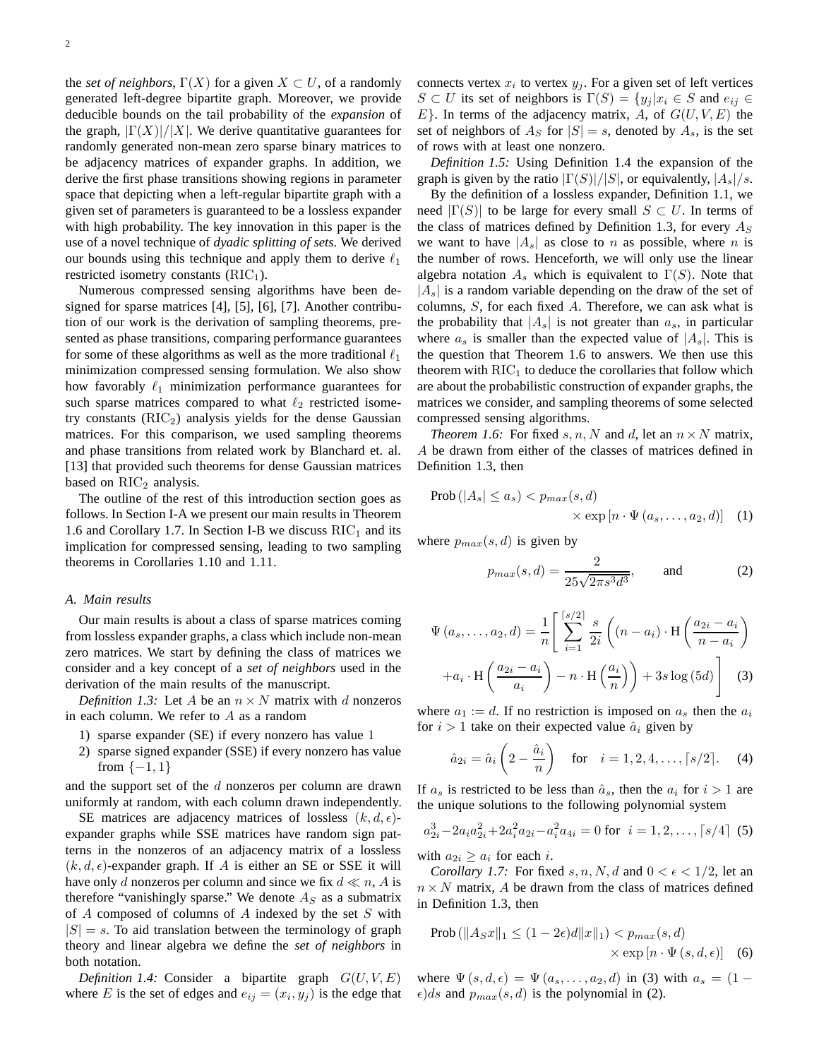the *set of neighbors*, $\Gamma(X)$ for a given $X \subset U$, of a randomly generated left-degree bipartite graph. Moreover, we provide deducible bounds on the tail probability of the *expansion* of the graph, $|\Gamma(X)|/|X|$. We derive quantitative guarantees for randomly generated non-mean zero sparse binary matrices to be adjacency matrices of expander graphs. In addition, we derive the first phase transitions showing regions in parameter space that depicting when a left-regular bipartite graph with a given set of parameters is guaranteed to be a lossless expander with high probability. The key innovation in this paper is the use of a novel technique of *dyadic splitting of sets*. We derived our bounds using this technique and apply them to derive $\ell_1$ restricted isometry constants ($\text{RIC}_1$).

Numerous compressed sensing algorithms have been designed for sparse matrices [4], [5], [6], [7]. Another contribution of our work is the derivation of sampling theorems, presented as phase transitions, comparing performance guarantees for some of these algorithms as well as the more traditional $\ell_1$ minimization compressed sensing formulation. We also show how favorably $\ell_1$ minimization performance guarantees for such sparse matrices compared to what $\ell_2$ restricted isometry constants ($\text{RIC}_2$) analysis yields for the dense Gaussian matrices. For this comparison, we used sampling theorems and phase transitions from related work by Blanchard et. al. [13] that provided such theorems for dense Gaussian matrices based on $\text{RIC}_2$ analysis.

The outline of the rest of this introduction section goes as follows. In Section I-A we present our main results in Theorem 1.6 and Corollary 1.7. In Section I-B we discuss $\text{RIC}_1$ and its implication for compressed sensing, leading to two sampling theorems in Corollaries 1.10 and 1.11.

### A. Main results

Our main results is about a class of sparse matrices coming from lossless expander graphs, a class which include non-mean zero matrices. We start by defining the class of matrices we consider and a key concept of a *set of neighbors* used in the derivation of the main results of the manuscript.

*Definition 1.3:* Let $A$ be an $n \times N$ matrix with $d$ nonzeros in each column. We refer to $A$ as a random

1) sparse expander (SE) if every nonzero has value $1$
2) sparse signed expander (SSE) if every nonzero has value from $\{-1, 1\}$

and the support set of the $d$ nonzeros per column are drawn uniformly at random, with each column drawn independently.

SE matrices are adjacency matrices of lossless $(k, d, \epsilon)$-expander graphs while SSE matrices have random sign patterns in the nonzeros of an adjacency matrix of a lossless $(k, d, \epsilon)$-expander graph. If $A$ is either an SE or SSE it will have only $d$ nonzeros per column and since we fix $d \ll n$, $A$ is therefore "vanishingly sparse." We denote $A_S$ as a submatrix of $A$ composed of columns of $A$ indexed by the set $S$ with $|S| = s$. To aid translation between the terminology of graph theory and linear algebra we define the *set of neighbors* in both notation.

*Definition 1.4:* Consider a bipartite graph $G(U, V, E)$ where $E$ is the set of edges and $e_{ij} = (x_i, y_j)$ is the edge that connects vertex $x_i$ to vertex $y_j$. For a given set of left vertices $S \subset U$ its set of neighbors is $\Gamma(S) = \{y_j | x_i \in S \text{ and } e_{ij} \in E\}$. In terms of the adjacency matrix, $A$, of $G(U, V, E)$ the set of neighbors of $A_S$ for $|S| = s$, denoted by $A_s$, is the set of rows with at least one nonzero.

*Definition 1.5:* Using Definition 1.4 the expansion of the graph is given by the ratio $|\Gamma(S)|/|S|$, or equivalently, $|A_s|/s$.

By the definition of a lossless expander, Definition 1.1, we need $|\Gamma(S)|$ to be large for every small $S \subset U$. In terms of the class of matrices defined by Definition 1.3, for every $A_S$ we want to have $|A_s|$ as close to $n$ as possible, where $n$ is the number of rows. Henceforth, we will only use the linear algebra notation $A_s$ which is equivalent to $\Gamma(S)$. Note that $|A_s|$ is a random variable depending on the draw of the set of columns, $S$, for each fixed $A$. Therefore, we can ask what is the probability that $|A_s|$ is not greater than $a_s$, in particular where $a_s$ is smaller than the expected value of $|A_s|$. This is the question that Theorem 1.6 to answers. We then use this theorem with $\text{RIC}_1$ to deduce the corollaries that follow which are about the probabilistic construction of expander graphs, the matrices we consider, and sampling theorems of some selected compressed sensing algorithms.

*Theorem 1.6:* For fixed $s, n, N$ and $d$, let an $n \times N$ matrix, $A$ be drawn from either of the classes of matrices defined in Definition 1.3, then

$$\text{Prob}\left(|A_s| \leq a_s\right) < p_{max}(s, d) \times \exp\left[n \cdot \Psi\left(a_s, \ldots, a_2, d\right)\right] \quad (1)$$

where $p_{max}(s, d)$ is given by

$$p_{max}(s, d) = \frac{2}{25\sqrt{2\pi s^3 d^3}}, \qquad \text{and} \quad (2)$$

$$\Psi\left(a_s, \ldots, a_2, d\right) = \frac{1}{n}\left[\sum_{i=1}^{\lceil s/2 \rceil} \frac{s}{2i}\left((n - a_i) \cdot \text{H}\left(\frac{a_{2i} - a_i}{n - a_i}\right) + a_i \cdot \text{H}\left(\frac{a_{2i} - a_i}{a_i}\right) - n \cdot \text{H}\left(\frac{a_i}{n}\right)\right) + 3s \log(5d)\right] \quad (3)$$

where $a_1 := d$. If no restriction is imposed on $a_s$ then the $a_i$ for $i > 1$ take on their expected value $\hat{a}_i$ given by

$$\hat{a}_{2i} = \hat{a}_i\left(2 - \frac{\hat{a}_i}{n}\right) \quad \text{for} \quad i = 1, 2, 4, \ldots, \lceil s/2 \rceil. \quad (4)$$

If $a_s$ is restricted to be less than $\hat{a}_s$, then the $a_i$ for $i > 1$ are the unique solutions to the following polynomial system

$$a_{2i}^3 - 2a_i a_{2i}^2 + 2a_i^2 a_{2i} - a_i^2 a_{4i} = 0 \text{ for } \; i = 1, 2, \ldots, \lceil s/4 \rceil \quad (5)$$

with $a_{2i} \geq a_i$ for each $i$.

*Corollary 1.7:* For fixed $s, n, N, d$ and $0 < \epsilon < 1/2$, let an $n \times N$ matrix, $A$ be drawn from the class of matrices defined in Definition 1.3, then

$$\text{Prob}\left(\|A_S x\|_1 \leq (1 - 2\epsilon)d\|x\|_1\right) < p_{max}(s, d) \times \exp\left[n \cdot \Psi\left(s, d, \epsilon\right)\right] \quad (6)$$

where $\Psi(s, d, \epsilon) = \Psi(a_s, \ldots, a_2, d)$ in (3) with $a_s = (1 - \epsilon)ds$ and $p_{max}(s, d)$ is the polynomial in (2).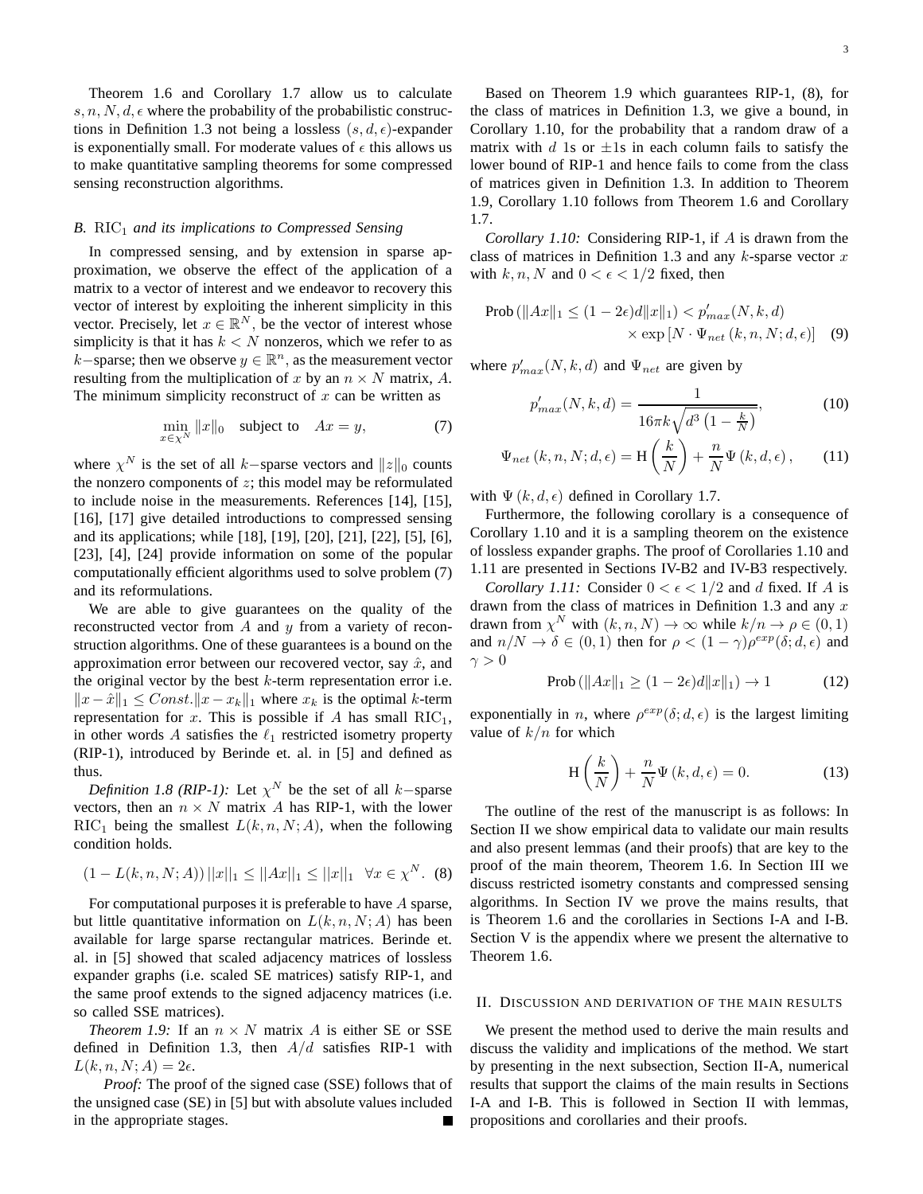Theorem 1.6 and Corollary 1.7 allow us to calculate $s, n, N, d, \epsilon$ where the probability of the probabilistic constructions in Definition 1.3 not being a lossless $(s, d, \epsilon)$-expander is exponentially small. For moderate values of $\epsilon$ this allows us to make quantitative sampling theorems for some compressed sensing reconstruction algorithms.

### B. $\mathrm{RIC}_1$ *and its implications to Compressed Sensing*

In compressed sensing, and by extension in sparse approximation, we observe the effect of the application of a matrix to a vector of interest and we endeavor to recovery this vector of interest by exploiting the inherent simplicity in this vector. Precisely, let $x \in \mathbb{R}^N$, be the vector of interest whose simplicity is that it has $k < N$ nonzeros, which we refer to as $k-$sparse; then we observe $y \in \mathbb{R}^n$, as the measurement vector resulting from the multiplication of $x$ by an $n \times N$ matrix, $A$. The minimum simplicity reconstruct of $x$ can be written as

$$\min_{x \in \chi^N} \|x\|_0 \quad \text{subject to} \quad Ax = y, \tag{7}$$

where $\chi^N$ is the set of all $k-$sparse vectors and $\|z\|_0$ counts the nonzero components of $z$; this model may be reformulated to include noise in the measurements. References [14], [15], [16], [17] give detailed introductions to compressed sensing and its applications; while [18], [19], [20], [21], [22], [5], [6], [23], [4], [24] provide information on some of the popular computationally efficient algorithms used to solve problem (7) and its reformulations.

We are able to give guarantees on the quality of the reconstructed vector from $A$ and $y$ from a variety of reconstruction algorithms. One of these guarantees is a bound on the approximation error between our recovered vector, say $\hat{x}$, and the original vector by the best $k$-term representation error i.e. $\|x - \hat{x}\|_1 \leq Const.\|x - x_k\|_1$ where $x_k$ is the optimal $k$-term representation for $x$. This is possible if $A$ has small $\mathrm{RIC}_1$, in other words $A$ satisfies the $\ell_1$ restricted isometry property (RIP-1), introduced by Berinde et. al. in [5] and defined as thus.

*Definition 1.8 (RIP-1):* Let $\chi^N$ be the set of all $k-$sparse vectors, then an $n \times N$ matrix $A$ has RIP-1, with the lower $\mathrm{RIC}_1$ being the smallest $L(k, n, N; A)$, when the following condition holds.

$$(1 - L(k, n, N; A)) ||x||_1 \leq ||Ax||_1 \leq ||x||_1 \quad \forall x \in \chi^N. \tag{8}$$

For computational purposes it is preferable to have $A$ sparse, but little quantitative information on $L(k, n, N; A)$ has been available for large sparse rectangular matrices. Berinde et. al. in [5] showed that scaled adjacency matrices of lossless expander graphs (i.e. scaled SE matrices) satisfy RIP-1, and the same proof extends to the signed adjacency matrices (i.e. so called SSE matrices).

*Theorem 1.9:* If an $n \times N$ matrix $A$ is either SE or SSE defined in Definition 1.3, then $A/d$ satisfies RIP-1 with $L(k, n, N; A) = 2\epsilon$.

*Proof:* The proof of the signed case (SSE) follows that of the unsigned case (SE) in [5] but with absolute values included in the appropriate stages. ∎

Based on Theorem 1.9 which guarantees RIP-1, (8), for the class of matrices in Definition 1.3, we give a bound, in Corollary 1.10, for the probability that a random draw of a matrix with $d$ 1s or $\pm 1$s in each column fails to satisfy the lower bound of RIP-1 and hence fails to come from the class of matrices given in Definition 1.3. In addition to Theorem 1.9, Corollary 1.10 follows from Theorem 1.6 and Corollary 1.7.

*Corollary 1.10:* Considering RIP-1, if $A$ is drawn from the class of matrices in Definition 1.3 and any $k$-sparse vector $x$ with $k, n, N$ and $0 < \epsilon < 1/2$ fixed, then

$$\mathrm{Prob}\left(\|Ax\|_1 \leq (1 - 2\epsilon) d \|x\|_1\right) < p'_{max}(N, k, d) \times \exp\left[N \cdot \Psi_{net}\left(k, n, N; d, \epsilon\right)\right] \tag{9}$$

where $p'_{max}(N, k, d)$ and $\Psi_{net}$ are given by

$$p'_{max}(N, k, d) = \frac{1}{16\pi k \sqrt{d^3 \left(1 - \frac{k}{N}\right)}}, \tag{10}$$

$$\Psi_{net}\left(k, n, N; d, \epsilon\right) = \mathrm{H}\left(\frac{k}{N}\right) + \frac{n}{N} \Psi\left(k, d, \epsilon\right), \tag{11}$$

with $\Psi\left(k, d, \epsilon\right)$ defined in Corollary 1.7.

Furthermore, the following corollary is a consequence of Corollary 1.10 and it is a sampling theorem on the existence of lossless expander graphs. The proof of Corollaries 1.10 and 1.11 are presented in Sections IV-B2 and IV-B3 respectively.

*Corollary 1.11:* Consider $0 < \epsilon < 1/2$ and $d$ fixed. If $A$ is drawn from the class of matrices in Definition 1.3 and any $x$ drawn from $\chi^N$ with $(k, n, N) \to \infty$ while $k/n \to \rho \in (0, 1)$ and $n/N \to \delta \in (0, 1)$ then for $\rho < (1 - \gamma)\rho^{exp}(\delta; d, \epsilon)$ and $\gamma > 0$

$$\mathrm{Prob}\left(\|Ax\|_1 \geq (1 - 2\epsilon) d \|x\|_1\right) \to 1 \tag{12}$$

exponentially in $n$, where $\rho^{exp}(\delta; d, \epsilon)$ is the largest limiting value of $k/n$ for which

$$\mathrm{H}\left(\frac{k}{N}\right) + \frac{n}{N} \Psi\left(k, d, \epsilon\right) = 0. \tag{13}$$

The outline of the rest of the manuscript is as follows: In Section II we show empirical data to validate our main results and also present lemmas (and their proofs) that are key to the proof of the main theorem, Theorem 1.6. In Section III we discuss restricted isometry constants and compressed sensing algorithms. In Section IV we prove the mains results, that is Theorem 1.6 and the corollaries in Sections I-A and I-B. Section V is the appendix where we present the alternative to Theorem 1.6.

## II. Discussion and derivation of the main results

We present the method used to derive the main results and discuss the validity and implications of the method. We start by presenting in the next subsection, Section II-A, numerical results that support the claims of the main results in Sections I-A and I-B. This is followed in Section II with lemmas, propositions and corollaries and their proofs.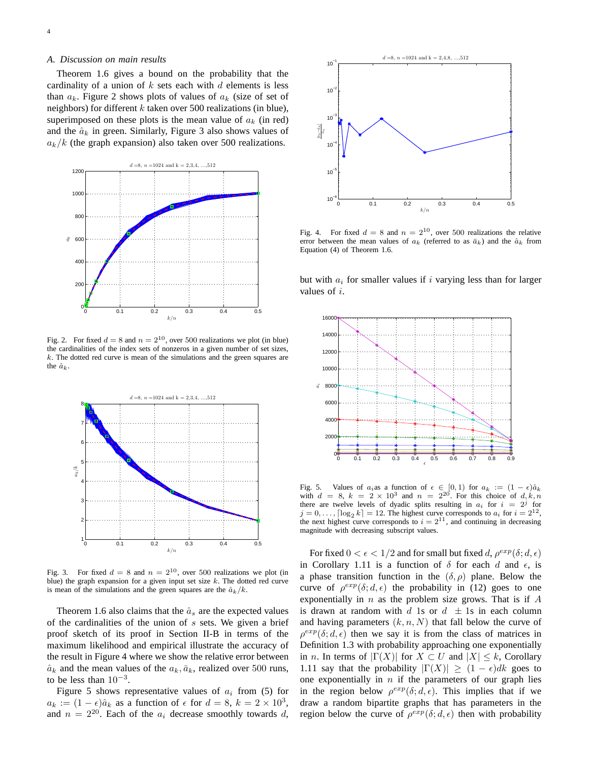### A. Discussion on main results

Theorem 1.6 gives a bound on the probability that the cardinality of a union of $k$ sets each with $d$ elements is less than $a_k$. Figure 2 shows plots of values of $a_k$ (size of set of neighbors) for different $k$ taken over 500 realizations (in blue), superimposed on these plots is the mean value of $a_k$ (in red) and the $\hat{a}_k$ in green. Similarly, Figure 3 also shows values of $a_k/k$ (the graph expansion) also taken over 500 realizations.

Fig. 2. For fixed $d = 8$ and $n = 2^{10}$, over 500 realizations we plot (in blue) the cardinalities of the index sets of nonzeros in a given number of set sizes, $k$. The dotted red curve is mean of the simulations and the green squares are the $\hat{a}_k$.

Fig. 3. For fixed $d = 8$ and $n = 2^{10}$, over 500 realizations we plot (in blue) the graph expansion for a given input set size $k$. The dotted red curve is mean of the simulations and the green squares are the $\hat{a}_k/k$.

Theorem 1.6 also claims that the $\hat{a}_s$ are the expected values of the cardinalities of the union of $s$ sets. We given a brief proof sketch of its proof in Section II-B in terms of the maximum likelihood and empirical illustrate the accuracy of the result in Figure 4 where we show the relative error between $\hat{a}_k$ and the mean values of the $a_k, \bar{a}_k$, realized over 500 runs, to be less than $10^{-3}$.

Figure 5 shows representative values of $a_i$ from (5) for $a_k := (1-\epsilon)\hat{a}_k$ as a function of $\epsilon$ for $d = 8$, $k = 2 \times 10^3$, and $n = 2^{20}$. Each of the $a_i$ decrease smoothly towards $d$, but with $a_i$ for smaller values if $i$ varying less than for larger values of $i$.

Fig. 4. For fixed $d = 8$ and $n = 2^{10}$, over 500 realizations the relative error between the mean values of $a_k$ (referred to as $\bar{a}_k$) and the $\hat{a}_k$ from Equation (4) of Theorem 1.6.

Fig. 5. Values of $a_i$as a function of $\epsilon \in [0, 1)$ for $a_k := (1-\epsilon)\hat{a}_k$ with $d = 8$, $k = 2 \times 10^3$ and $n = 2^{20}$. For this choice of $d, k, n$ there are twelve levels of dyadic splits resulting in $a_i$ for $i = 2^j$ for $j = 0, \ldots, \lceil \log_2 k \rceil = 12$. The highest curve corresponds to $a_i$ for $i = 2^{12}$, the next highest curve corresponds to $i = 2^{11}$, and continuing in decreasing magnitude with decreasing subscript values.

For fixed $0 < \epsilon < 1/2$ and for small but fixed $d$, $\rho^{exp}(\delta; d, \epsilon)$ in Corollary 1.11 is a function of $\delta$ for each $d$ and $\epsilon$, is a phase transition function in the $(\delta, \rho)$ plane. Below the curve of $\rho^{exp}(\delta; d, \epsilon)$ the probability in (12) goes to one exponentially in $n$ as the problem size grows. That is if $A$ is drawn at random with $d$ 1s or $d$ $\pm$ 1s in each column and having parameters $(k, n, N)$ that fall below the curve of $\rho^{exp}(\delta; d, \epsilon)$ then we say it is from the class of matrices in Definition 1.3 with probability approaching one exponentially in $n$. In terms of $|\Gamma(X)|$ for $X \subset U$ and $|X| \leq k$, Corollary 1.11 say that the probability $|\Gamma(X)| \geq (1-\epsilon)dk$ goes to one exponentially in $n$ if the parameters of our graph lies in the region below $\rho^{exp}(\delta; d, \epsilon)$. This implies that if we draw a random bipartite graphs that has parameters in the region below the curve of $\rho^{exp}(\delta; d, \epsilon)$ then with probability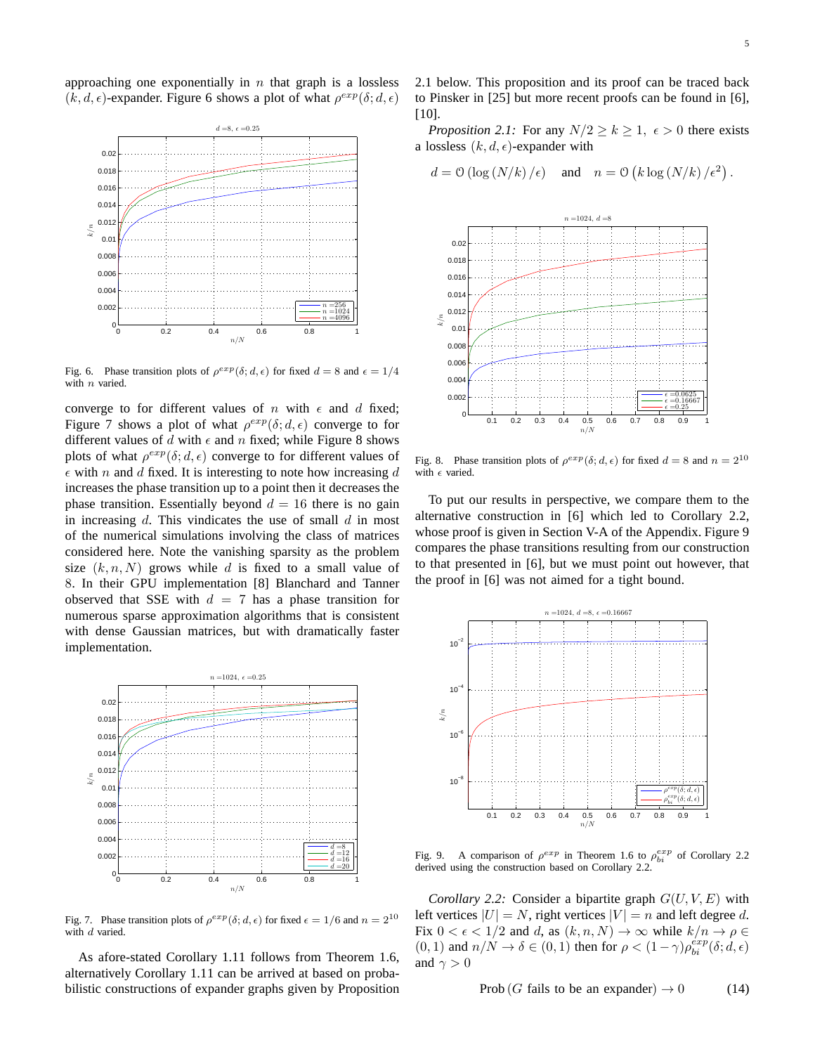approaching one exponentially in $n$ that graph is a lossless $(k, d, \epsilon)$-expander. Figure 6 shows a plot of what $\rho^{exp}(\delta; d, \epsilon)$ converge to for different values of $n$ with $\epsilon$ and $d$ fixed; Figure 7 shows a plot of what $\rho^{exp}(\delta; d, \epsilon)$ converge to for different values of $d$ with $\epsilon$ and $n$ fixed; while Figure 8 shows plots of what $\rho^{exp}(\delta; d, \epsilon)$ converge to for different values of $\epsilon$ with $n$ and $d$ fixed. It is interesting to note how increasing $d$ increases the phase transition up to a point then it decreases the phase transition. Essentially beyond $d = 16$ there is no gain in increasing $d$. This vindicates the use of small $d$ in most of the numerical simulations involving the class of matrices considered here. Note the vanishing sparsity as the problem size $(k, n, N)$ grows while $d$ is fixed to a small value of 8. In their GPU implementation [8] Blanchard and Tanner observed that SSE with $d = 7$ has a phase transition for numerous sparse approximation algorithms that is consistent with dense Gaussian matrices, but with dramatically faster implementation.

Fig. 6. Phase transition plots of $\rho^{exp}(\delta; d, \epsilon)$ for fixed $d = 8$ and $\epsilon = 1/4$ with $n$ varied.

Fig. 7. Phase transition plots of $\rho^{exp}(\delta; d, \epsilon)$ for fixed $\epsilon = 1/6$ and $n = 2^{10}$ with $d$ varied.

As afore-stated Corollary 1.11 follows from Theorem 1.6, alternatively Corollary 1.11 can be arrived at based on probabilistic constructions of expander graphs given by Proposition 2.1 below. This proposition and its proof can be traced back to Pinsker in [25] but more recent proofs can be found in [6], [10].

*Proposition 2.1:* For any $N/2 \geq k \geq 1,\ \epsilon > 0$ there exists a lossless $(k, d, \epsilon)$-expander with

$$d = \mathcal{O}\left(\log\left(N/k\right)/\epsilon\right) \quad \text{and} \quad n = \mathcal{O}\left(k \log\left(N/k\right)/\epsilon^2\right).$$

Fig. 8. Phase transition plots of $\rho^{exp}(\delta; d, \epsilon)$ for fixed $d = 8$ and $n = 2^{10}$ with $\epsilon$ varied.

To put our results in perspective, we compare them to the alternative construction in [6] which led to Corollary 2.2, whose proof is given in Section V-A of the Appendix. Figure 9 compares the phase transitions resulting from our construction to that presented in [6], but we must point out however, that the proof in [6] was not aimed for a tight bound.

Fig. 9. A comparison of $\rho^{exp}$ in Theorem 1.6 to $\rho_{bi}^{exp}$ of Corollary 2.2 derived using the construction based on Corollary 2.2.

*Corollary 2.2:* Consider a bipartite graph $G(U, V, E)$ with left vertices $|U| = N$, right vertices $|V| = n$ and left degree $d$. Fix $0 < \epsilon < 1/2$ and $d$, as $(k, n, N) \to \infty$ while $k/n \to \rho \in (0, 1)$ and $n/N \to \delta \in (0, 1)$ then for $\rho < (1 - \gamma)\rho_{bi}^{exp}(\delta; d, \epsilon)$ and $\gamma > 0$

$$\text{Prob}\left(G \text{ fails to be an expander}\right) \to 0 \qquad (14)$$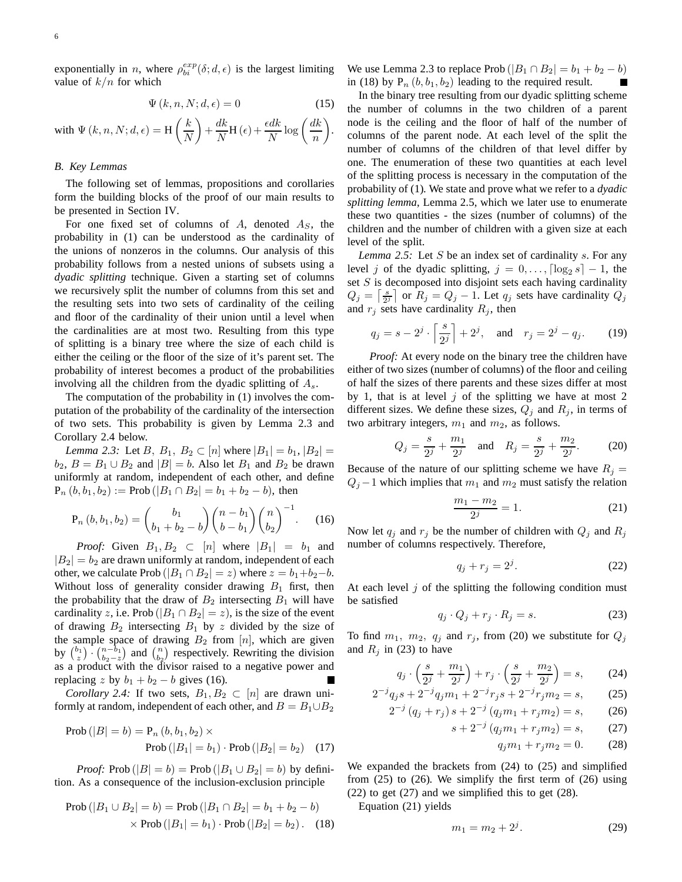exponentially in $n$, where $\rho_{bi}^{exp}(\delta; d, \epsilon)$ is the largest limiting value of $k/n$ for which

$$\Psi\left(k, n, N; d, \epsilon\right) = 0 \tag{15}$$

with $\Psi\left(k, n, N; d, \epsilon\right) = \mathrm{H}\left(\frac{k}{N}\right) + \frac{dk}{N}\mathrm{H}\left(\epsilon\right) + \frac{\epsilon dk}{N}\log\left(\frac{dk}{n}\right)$.

### B. Key Lemmas

The following set of lemmas, propositions and corollaries form the building blocks of the proof of our main results to be presented in Section IV.

For one fixed set of columns of $A$, denoted $A_S$, the probability in (1) can be understood as the cardinality of the unions of nonzeros in the columns. Our analysis of this probability follows from a nested unions of subsets using a *dyadic splitting* technique. Given a starting set of columns we recursively split the number of columns from this set and the resulting sets into two sets of cardinality of the ceiling and floor of the cardinality of their union until a level when the cardinalities are at most two. Resulting from this type of splitting is a binary tree where the size of each child is either the ceiling or the floor of the size of it's parent set. The probability of interest becomes a product of the probabilities involving all the children from the dyadic splitting of $A_s$.

The computation of the probability in (1) involves the computation of the probability of the cardinality of the intersection of two sets. This probability is given by Lemma 2.3 and Corollary 2.4 below.

*Lemma 2.3:* Let $B$, $B_1$, $B_2 \subset [n]$ where $|B_1| = b_1$, $|B_2| = b_2$, $B = B_1 \cup B_2$ and $|B| = b$. Also let $B_1$ and $B_2$ be drawn uniformly at random, independent of each other, and define $\mathrm{P}_n\left(b, b_1, b_2\right) := \mathrm{Prob}\left(|B_1 \cap B_2| = b_1 + b_2 - b\right)$, then

$$\mathrm{P}_n\left(b, b_1, b_2\right) = \binom{b_1}{b_1 + b_2 - b}\binom{n - b_1}{b - b_1}\binom{n}{b_2}^{-1}. \tag{16}$$

*Proof:* Given $B_1, B_2 \subset [n]$ where $|B_1| = b_1$ and $|B_2| = b_2$ are drawn uniformly at random, independent of each other, we calculate $\mathrm{Prob}\left(|B_1 \cap B_2| = z\right)$ where $z = b_1 + b_2 - b$. Without loss of generality consider drawing $B_1$ first, then the probability that the draw of $B_2$ intersecting $B_1$ will have cardinality $z$, i.e. $\mathrm{Prob}\left(|B_1 \cap B_2| = z\right)$, is the size of the event of drawing $B_2$ intersecting $B_1$ by $z$ divided by the size of the sample space of drawing $B_2$ from $[n]$, which are given by $\binom{b_1}{z} \cdot \binom{n-b_1}{b_2-z}$ and $\binom{n}{b_2}$ respectively. Rewriting the division as a product with the divisor raised to a negative power and replacing $z$ by $b_1 + b_2 - b$ gives (16). ■

*Corollary 2.4:* If two sets, $B_1, B_2 \subset [n]$ are drawn uniformly at random, independent of each other, and $B = B_1 \cup B_2$

$$\begin{aligned} \mathrm{Prob}\left(|B| = b\right) = \mathrm{P}_n\left(b, b_1, b_2\right) \times \\ \mathrm{Prob}\left(|B_1| = b_1\right) \cdot \mathrm{Prob}\left(|B_2| = b_2\right) \end{aligned} \tag{17}$$

*Proof:* $\mathrm{Prob}\left(|B| = b\right) = \mathrm{Prob}\left(|B_1 \cup B_2| = b\right)$ by definition. As a consequence of the inclusion-exclusion principle

$$\begin{aligned} \mathrm{Prob}\left(|B_1 \cup B_2| = b\right) = \mathrm{Prob}\left(|B_1 \cap B_2| = b_1 + b_2 - b\right) \\ \times \mathrm{Prob}\left(|B_1| = b_1\right) \cdot \mathrm{Prob}\left(|B_2| = b_2\right). \end{aligned} \tag{18}$$

We use Lemma 2.3 to replace $\mathrm{Prob}\left(|B_1 \cap B_2| = b_1 + b_2 - b\right)$ in (18) by $\mathrm{P}_n\left(b, b_1, b_2\right)$ leading to the required result. ■

In the binary tree resulting from our dyadic splitting scheme the number of columns in the two children of a parent node is the ceiling and the floor of half of the number of columns of the parent node. At each level of the split the number of columns of the children of that level differ by one. The enumeration of these two quantities at each level of the splitting process is necessary in the computation of the probability of (1). We state and prove what we refer to a *dyadic splitting lemma*, Lemma 2.5, which we later use to enumerate these two quantities - the sizes (number of columns) of the children and the number of children with a given size at each level of the split.

*Lemma 2.5:* Let $S$ be an index set of cardinality $s$. For any level $j$ of the dyadic splitting, $j = 0, \ldots, \lceil \log_2 s \rceil - 1$, the set $S$ is decomposed into disjoint sets each having cardinality $Q_j = \left\lceil \frac{s}{2^j} \right\rceil$ or $R_j = Q_j - 1$. Let $q_j$ sets have cardinality $Q_j$ and $r_j$ sets have cardinality $R_j$, then

$$q_j = s - 2^j \cdot \left\lceil \frac{s}{2^j} \right\rceil + 2^j, \quad \text{and} \quad r_j = 2^j - q_j. \tag{19}$$

*Proof:* At every node on the binary tree the children have either of two sizes (number of columns) of the floor and ceiling of half the sizes of there parents and these sizes differ at most by 1, that is at level $j$ of the splitting we have at most 2 different sizes. We define these sizes, $Q_j$ and $R_j$, in terms of two arbitrary integers, $m_1$ and $m_2$, as follows.

$$Q_j = \frac{s}{2^j} + \frac{m_1}{2^j} \quad \text{and} \quad R_j = \frac{s}{2^j} + \frac{m_2}{2^j}. \tag{20}$$

Because of the nature of our splitting scheme we have $R_j = Q_j - 1$ which implies that $m_1$ and $m_2$ must satisfy the relation

$$\frac{m_1 - m_2}{2^j} = 1. \tag{21}$$

Now let $q_j$ and $r_j$ be the number of children with $Q_j$ and $R_j$ number of columns respectively. Therefore,

$$q_j + r_j = 2^j. \tag{22}$$

At each level $j$ of the splitting the following condition must be satisfied

$$q_j \cdot Q_j + r_j \cdot R_j = s. \tag{23}$$

To find $m_1$, $m_2$, $q_j$ and $r_j$, from (20) we substitute for $Q_j$ and $R_j$ in (23) to have

$$q_j \cdot \left(\frac{s}{2^j} + \frac{m_1}{2^j}\right) + r_j \cdot \left(\frac{s}{2^j} + \frac{m_2}{2^j}\right) = s, \tag{24}$$

$$2^{-j}q_j s + 2^{-j}q_j m_1 + 2^{-j}r_j s + 2^{-j}r_j m_2 = s, \tag{25}$$

$$2^{-j}\left(q_j + r_j\right)s + 2^{-j}\left(q_j m_1 + r_j m_2\right) = s, \tag{26}$$

$$s + 2^{-j}\left(q_j m_1 + r_j m_2\right) = s, \tag{27}$$

$$q_j m_1 + r_j m_2 = 0. \tag{28}$$

We expanded the brackets from (24) to (25) and simplified from (25) to (26). We simplify the first term of (26) using (22) to get (27) and we simplified this to get (28).

Equation (21) yields

$$m_1 = m_2 + 2^j. \tag{29}$$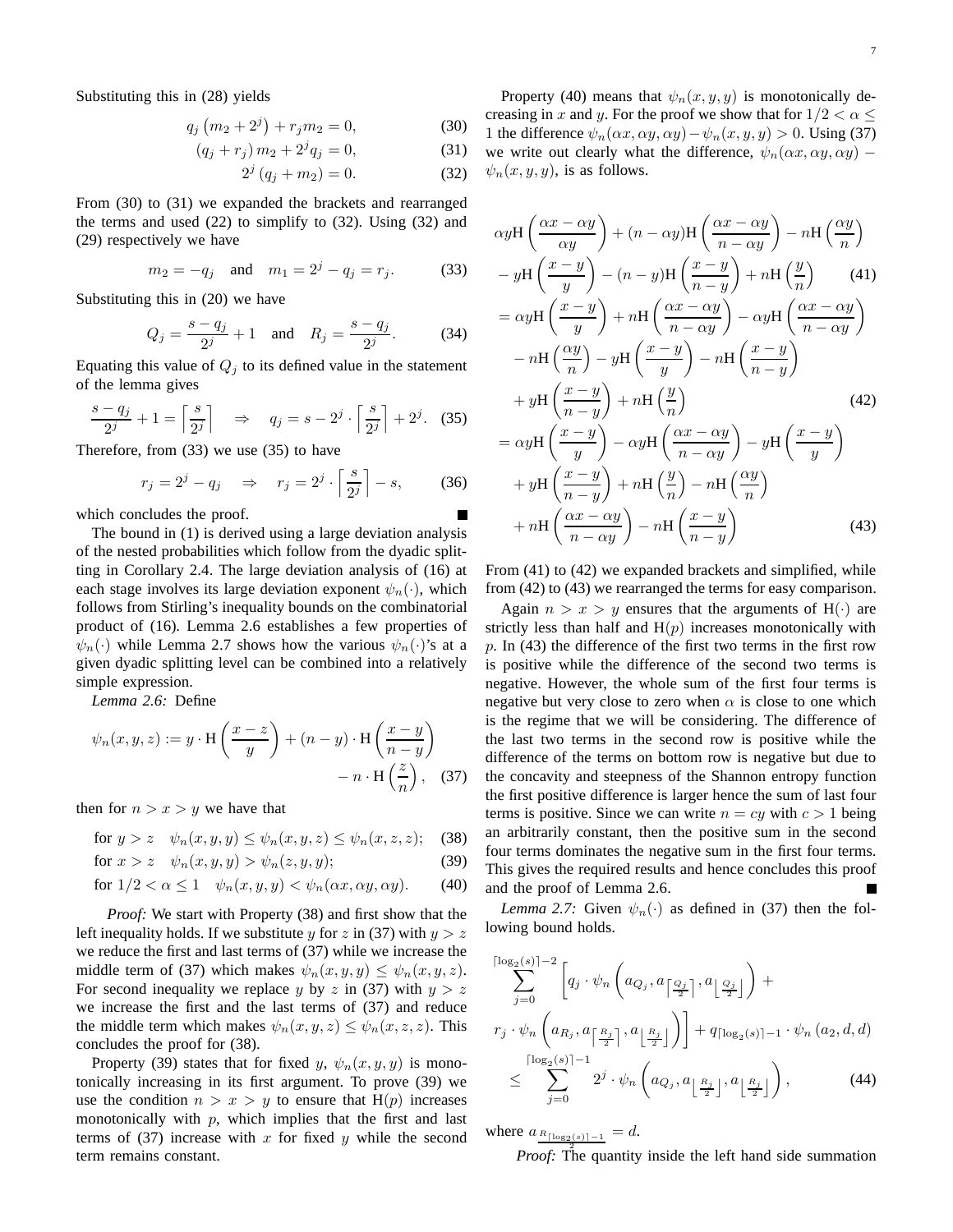Substituting this in (28) yields

$$q_j\left(m_2+2^j\right)+r_j m_2=0, \tag{30}$$

$$\left(q_j+r_j\right)m_2+2^j q_j=0, \tag{31}$$

$$2^j\left(q_j+m_2\right)=0. \tag{32}$$

From (30) to (31) we expanded the brackets and rearranged the terms and used (22) to simplify to (32). Using (32) and (29) respectively we have

$$m_2=-q_j \quad \text{and} \quad m_1=2^j-q_j=r_j. \tag{33}$$

Substituting this in (20) we have

$$Q_j=\frac{s-q_j}{2^j}+1 \quad \text{and} \quad R_j=\frac{s-q_j}{2^j}. \tag{34}$$

Equating this value of $Q_j$ to its defined value in the statement of the lemma gives

$$\frac{s-q_j}{2^j}+1=\left\lceil\frac{s}{2^j}\right\rceil \quad \Rightarrow \quad q_j=s-2^j\cdot\left\lceil\frac{s}{2^j}\right\rceil+2^j. \tag{35}$$

Therefore, from (33) we use (35) to have

$$r_j=2^j-q_j \quad \Rightarrow \quad r_j=2^j\cdot\left\lceil\frac{s}{2^j}\right\rceil-s, \tag{36}$$

which concludes the proof. ■

The bound in (1) is derived using a large deviation analysis of the nested probabilities which follow from the dyadic splitting in Corollary 2.4. The large deviation analysis of (16) at each stage involves its large deviation exponent $\psi_n(\cdot)$, which follows from Stirling's inequality bounds on the combinatorial product of (16). Lemma 2.6 establishes a few properties of $\psi_n(\cdot)$ while Lemma 2.7 shows how the various $\psi_n(\cdot)$'s at a given dyadic splitting level can be combined into a relatively simple expression.

*Lemma 2.6:* Define

$$\psi_n(x,y,z):=y\cdot\mathrm{H}\left(\frac{x-z}{y}\right)+(n-y)\cdot\mathrm{H}\left(\frac{x-y}{n-y}\right)-n\cdot\mathrm{H}\left(\frac{z}{n}\right), \tag{37}$$

then for $n>x>y$ we have that

$$\text{for } y>z \quad \psi_n(x,y,y)\le\psi_n(x,y,z)\le\psi_n(x,z,z); \tag{38}$$

$$\text{for } x>z \quad \psi_n(x,y,y)>\psi_n(z,y,y); \tag{39}$$

$$\text{for } 1/2<\alpha\le 1 \quad \psi_n(x,y,y)<\psi_n(\alpha x,\alpha y,\alpha y). \tag{40}$$

*Proof:* We start with Property (38) and first show that the left inequality holds. If we substitute $y$ for $z$ in (37) with $y>z$ we reduce the first and last terms of (37) while we increase the middle term of (37) which makes $\psi_n(x,y,y)\le\psi_n(x,y,z)$. For second inequality we replace $y$ by $z$ in (37) with $y>z$ we increase the first and the last terms of (37) and reduce the middle term which makes $\psi_n(x,y,z)\le\psi_n(x,z,z)$. This concludes the proof for (38).

Property (39) states that for fixed $y$, $\psi_n(x,y,y)$ is monotonically increasing in its first argument. To prove (39) we use the condition $n>x>y$ to ensure that $\mathrm{H}(p)$ increases monotonically with $p$, which implies that the first and last terms of (37) increase with $x$ for fixed $y$ while the second term remains constant.

Property (40) means that $\psi_n(x,y,y)$ is monotonically decreasing in $x$ and $y$. For the proof we show that for $1/2<\alpha\le 1$ the difference $\psi_n(\alpha x,\alpha y,\alpha y)-\psi_n(x,y,y)>0$. Using (37) we write out clearly what the difference, $\psi_n(\alpha x,\alpha y,\alpha y)-\psi_n(x,y,y)$, is as follows.

$$\alpha y\mathrm{H}\left(\frac{\alpha x-\alpha y}{\alpha y}\right)+(n-\alpha y)\mathrm{H}\left(\frac{\alpha x-\alpha y}{n-\alpha y}\right)-n\mathrm{H}\left(\frac{\alpha y}{n}\right)$$
$$-y\mathrm{H}\left(\frac{x-y}{y}\right)-(n-y)\mathrm{H}\left(\frac{x-y}{n-y}\right)+n\mathrm{H}\left(\frac{y}{n}\right) \tag{41}$$

$$=\alpha y\mathrm{H}\left(\frac{x-y}{y}\right)+n\mathrm{H}\left(\frac{\alpha x-\alpha y}{n-\alpha y}\right)-\alpha y\mathrm{H}\left(\frac{\alpha x-\alpha y}{n-\alpha y}\right)$$
$$-n\mathrm{H}\left(\frac{\alpha y}{n}\right)-y\mathrm{H}\left(\frac{x-y}{y}\right)-n\mathrm{H}\left(\frac{x-y}{n-y}\right)$$
$$+y\mathrm{H}\left(\frac{x-y}{n-y}\right)+n\mathrm{H}\left(\frac{y}{n}\right) \tag{42}$$

$$=\alpha y\mathrm{H}\left(\frac{x-y}{y}\right)-\alpha y\mathrm{H}\left(\frac{\alpha x-\alpha y}{n-\alpha y}\right)-y\mathrm{H}\left(\frac{x-y}{y}\right)$$
$$+y\mathrm{H}\left(\frac{x-y}{n-y}\right)+n\mathrm{H}\left(\frac{y}{n}\right)-n\mathrm{H}\left(\frac{\alpha y}{n}\right)$$
$$+n\mathrm{H}\left(\frac{\alpha x-\alpha y}{n-\alpha y}\right)-n\mathrm{H}\left(\frac{x-y}{n-y}\right) \tag{43}$$

From (41) to (42) we expanded brackets and simplified, while from (42) to (43) we rearranged the terms for easy comparison.

Again $n>x>y$ ensures that the arguments of $\mathrm{H}(\cdot)$ are strictly less than half and $\mathrm{H}(p)$ increases monotonically with $p$. In (43) the difference of the first two terms in the first row is positive while the difference of the second two terms is negative. However, the whole sum of the first four terms is negative but very close to zero when $\alpha$ is close to one which is the regime that we will be considering. The difference of the last two terms in the second row is positive while the difference of the terms on bottom row is negative but due to the concavity and steepness of the Shannon entropy function the first positive difference is larger hence the sum of last four terms is positive. Since we can write $n=cy$ with $c>1$ being an arbitrarily constant, then the positive sum in the second four terms dominates the negative sum in the first four terms. This gives the required results and hence concludes this proof and the proof of Lemma 2.6. ■

*Lemma 2.7:* Given $\psi_n(\cdot)$ as defined in (37) then the following bound holds.

$$\sum_{j=0}^{\lceil\log_2(s)\rceil-2}\left[q_j\cdot\psi_n\left(a_{Q_j},a_{\left\lceil\frac{Q_j}{2}\right\rceil},a_{\left\lfloor\frac{Q_j}{2}\right\rfloor}\right)+\right.$$
$$\left.r_j\cdot\psi_n\left(a_{R_j},a_{\left\lceil\frac{R_j}{2}\right\rceil},a_{\left\lfloor\frac{R_j}{2}\right\rfloor}\right)\right]+q_{\lceil\log_2(s)\rceil-1}\cdot\psi_n\left(a_2,d,d\right)$$
$$\le\sum_{j=0}^{\lceil\log_2(s)\rceil-1}2^j\cdot\psi_n\left(a_{Q_j},a_{\left\lfloor\frac{R_j}{2}\right\rfloor},a_{\left\lfloor\frac{R_j}{2}\right\rfloor}\right), \tag{44}$$

where $a_{\frac{R_{\lceil\log_2(s)\rceil-1}}{2}}=d$.

*Proof:* The quantity inside the left hand side summation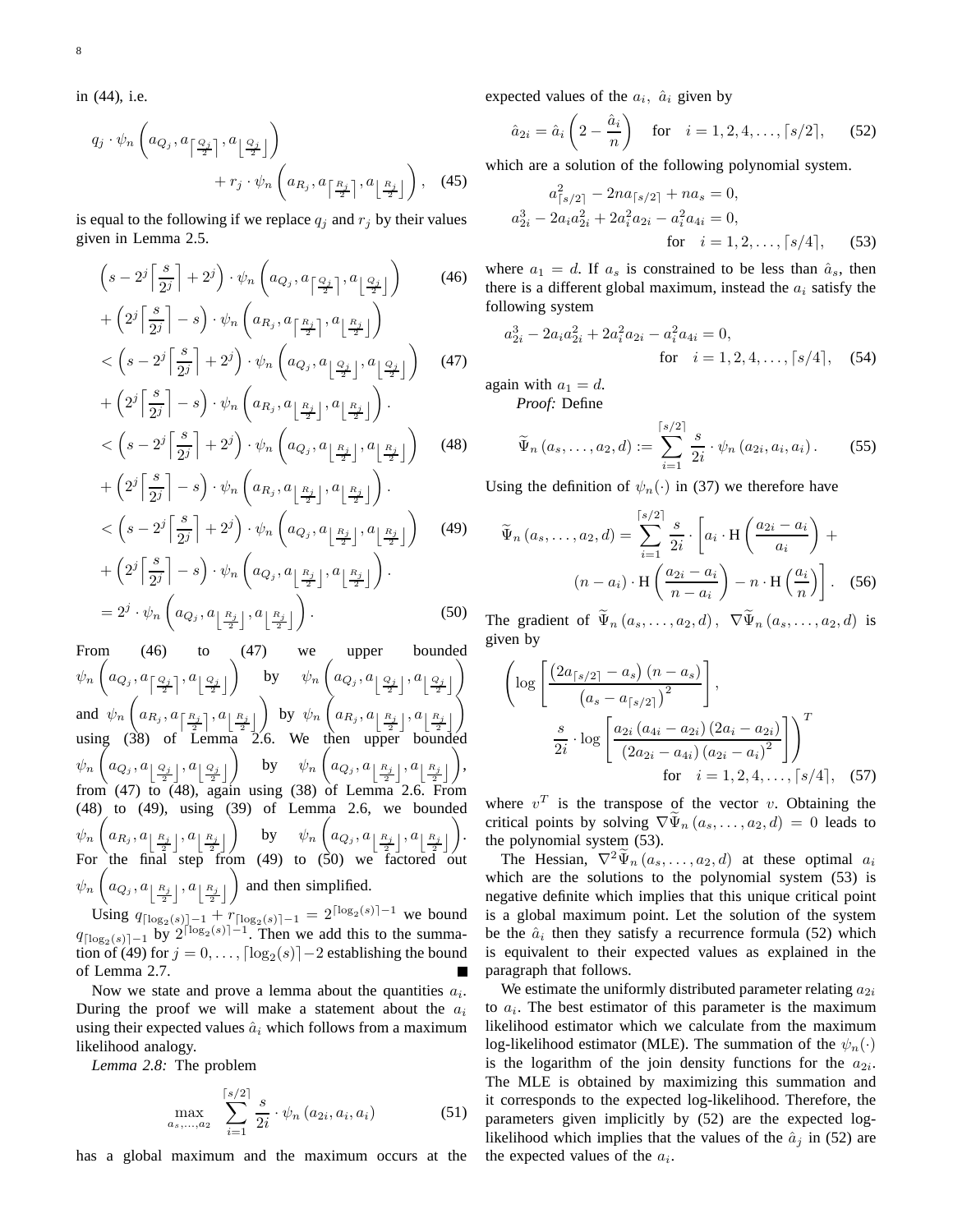in (44), i.e.

$$q_j \cdot \psi_n\left(a_{Q_j}, a_{\left\lceil \frac{Q_j}{2} \right\rceil}, a_{\left\lfloor \frac{Q_j}{2} \right\rfloor}\right) + r_j \cdot \psi_n\left(a_{R_j}, a_{\left\lceil \frac{R_j}{2} \right\rceil}, a_{\left\lfloor \frac{R_j}{2} \right\rfloor}\right), \quad (45)$$

is equal to the following if we replace $q_j$ and $r_j$ by their values given in Lemma 2.5.

$$\begin{aligned}
&\left(s - 2^j\left\lceil \frac{s}{2^j} \right\rceil + 2^j\right) \cdot \psi_n\left(a_{Q_j}, a_{\left\lceil \frac{Q_j}{2} \right\rceil}, a_{\left\lfloor \frac{Q_j}{2} \right\rfloor}\right) \quad (46)\\
&+ \left(2^j\left\lceil \frac{s}{2^j} \right\rceil - s\right) \cdot \psi_n\left(a_{R_j}, a_{\left\lceil \frac{R_j}{2} \right\rceil}, a_{\left\lfloor \frac{R_j}{2} \right\rfloor}\right)\\
&< \left(s - 2^j\left\lceil \frac{s}{2^j} \right\rceil + 2^j\right) \cdot \psi_n\left(a_{Q_j}, a_{\left\lfloor \frac{Q_j}{2} \right\rfloor}, a_{\left\lfloor \frac{Q_j}{2} \right\rfloor}\right) \quad (47)\\
&+ \left(2^j\left\lceil \frac{s}{2^j} \right\rceil - s\right) \cdot \psi_n\left(a_{R_j}, a_{\left\lfloor \frac{R_j}{2} \right\rfloor}, a_{\left\lfloor \frac{R_j}{2} \right\rfloor}\right).\\
&< \left(s - 2^j\left\lceil \frac{s}{2^j} \right\rceil + 2^j\right) \cdot \psi_n\left(a_{Q_j}, a_{\left\lfloor \frac{R_j}{2} \right\rfloor}, a_{\left\lfloor \frac{R_j}{2} \right\rfloor}\right) \quad (48)\\
&+ \left(2^j\left\lceil \frac{s}{2^j} \right\rceil - s\right) \cdot \psi_n\left(a_{R_j}, a_{\left\lfloor \frac{R_j}{2} \right\rfloor}, a_{\left\lfloor \frac{R_j}{2} \right\rfloor}\right).\\
&< \left(s - 2^j\left\lceil \frac{s}{2^j} \right\rceil + 2^j\right) \cdot \psi_n\left(a_{Q_j}, a_{\left\lfloor \frac{R_j}{2} \right\rfloor}, a_{\left\lfloor \frac{R_j}{2} \right\rfloor}\right) \quad (49)\\
&+ \left(2^j\left\lceil \frac{s}{2^j} \right\rceil - s\right) \cdot \psi_n\left(a_{Q_j}, a_{\left\lfloor \frac{R_j}{2} \right\rfloor}, a_{\left\lfloor \frac{R_j}{2} \right\rfloor}\right).\\
&= 2^j \cdot \psi_n\left(a_{Q_j}, a_{\left\lfloor \frac{R_j}{2} \right\rfloor}, a_{\left\lfloor \frac{R_j}{2} \right\rfloor}\right). \quad (50)
\end{aligned}$$

From (46) to (47) we upper bounded $\psi_n\left(a_{Q_j}, a_{\left\lceil \frac{Q_j}{2} \right\rceil}, a_{\left\lfloor \frac{Q_j}{2} \right\rfloor}\right)$ by $\psi_n\left(a_{Q_j}, a_{\left\lfloor \frac{Q_j}{2} \right\rfloor}, a_{\left\lfloor \frac{Q_j}{2} \right\rfloor}\right)$ and $\psi_n\left(a_{R_j}, a_{\left\lceil \frac{R_j}{2} \right\rceil}, a_{\left\lfloor \frac{R_j}{2} \right\rfloor}\right)$ by $\psi_n\left(a_{R_j}, a_{\left\lfloor \frac{R_j}{2} \right\rfloor}, a_{\left\lfloor \frac{R_j}{2} \right\rfloor}\right)$ using (38) of Lemma 2.6. We then upper bounded $\psi_n\left(a_{Q_j}, a_{\left\lfloor \frac{Q_j}{2} \right\rfloor}, a_{\left\lfloor \frac{Q_j}{2} \right\rfloor}\right)$ by $\psi_n\left(a_{Q_j}, a_{\left\lfloor \frac{R_j}{2} \right\rfloor}, a_{\left\lfloor \frac{R_j}{2} \right\rfloor}\right)$, from (47) to (48), again using (38) of Lemma 2.6. From (48) to (49), using (39) of Lemma 2.6, we bounded $\psi_n\left(a_{R_j}, a_{\left\lfloor \frac{R_j}{2} \right\rfloor}, a_{\left\lfloor \frac{R_j}{2} \right\rfloor}\right)$ by $\psi_n\left(a_{Q_j}, a_{\left\lfloor \frac{R_j}{2} \right\rfloor}, a_{\left\lfloor \frac{R_j}{2} \right\rfloor}\right)$. For the final step from (49) to (50) we factored out $\psi_n\left(a_{Q_j}, a_{\left\lfloor \frac{R_j}{2} \right\rfloor}, a_{\left\lfloor \frac{R_j}{2} \right\rfloor}\right)$ and then simplified.

Using $q_{\lceil \log_2(s) \rceil - 1} + r_{\lceil \log_2(s) \rceil - 1} = 2^{\lceil \log_2(s) \rceil - 1}$ we bound $q_{\lceil \log_2(s) \rceil - 1}$ by $2^{\lceil \log_2(s) \rceil - 1}$. Then we add this to the summation of (49) for $j = 0, \ldots, \lceil \log_2(s) \rceil - 2$ establishing the bound of Lemma 2.7. ∎

Now we state and prove a lemma about the quantities $a_i$. During the proof we will make a statement about the $a_i$ using their expected values $\hat{a}_i$ which follows from a maximum likelihood analogy.

*Lemma 2.8:* The problem

$$\max_{a_s, \ldots, a_2} \sum_{i=1}^{\lceil s/2 \rceil} \frac{s}{2i} \cdot \psi_n\left(a_{2i}, a_i, a_i\right) \quad (51)$$

has a global maximum and the maximum occurs at the expected values of the $a_i$, $\hat{a}_i$ given by

$$\hat{a}_{2i} = \hat{a}_i\left(2 - \frac{\hat{a}_i}{n}\right) \quad \text{for} \quad i = 1, 2, 4, \ldots, \lceil s/2 \rceil, \quad (52)$$

which are a solution of the following polynomial system.

$$\begin{aligned}
&a_{\lceil s/2 \rceil}^2 - 2na_{\lceil s/2 \rceil} + na_s = 0,\\
&a_{2i}^3 - 2a_i a_{2i}^2 + 2a_i^2 a_{2i} - a_i^2 a_{4i} = 0,\\
&\qquad \text{for} \quad i = 1, 2, \ldots, \lceil s/4 \rceil, \quad (53)
\end{aligned}$$

where $a_1 = d$. If $a_s$ is constrained to be less than $\hat{a}_s$, then there is a different global maximum, instead the $a_i$ satisfy the following system

$$a_{2i}^3 - 2a_i a_{2i}^2 + 2a_i^2 a_{2i} - a_i^2 a_{4i} = 0, \quad \text{for} \quad i = 1, 2, 4, \ldots, \lceil s/4 \rceil, \quad (54)$$

again with $a_1 = d$.

*Proof:* Define

$$\widetilde{\Psi}_n\left(a_s, \ldots, a_2, d\right) := \sum_{i=1}^{\lceil s/2 \rceil} \frac{s}{2i} \cdot \psi_n\left(a_{2i}, a_i, a_i\right). \quad (55)$$

Using the definition of $\psi_n(\cdot)$ in (37) we therefore have

$$\widetilde{\Psi}_n\left(a_s, \ldots, a_2, d\right) = \sum_{i=1}^{\lceil s/2 \rceil} \frac{s}{2i} \cdot \left[a_i \cdot \mathrm{H}\left(\frac{a_{2i} - a_i}{a_i}\right) + (n - a_i) \cdot \mathrm{H}\left(\frac{a_{2i} - a_i}{n - a_i}\right) - n \cdot \mathrm{H}\left(\frac{a_i}{n}\right)\right]. \quad (56)$$

The gradient of $\widetilde{\Psi}_n\left(a_s, \ldots, a_2, d\right)$, $\nabla\widetilde{\Psi}_n\left(a_s, \ldots, a_2, d\right)$ is given by

$$\left(\log\left[\frac{\left(2a_{\lceil s/2 \rceil} - a_s\right)\left(n - a_s\right)}{\left(a_s - a_{\lceil s/2 \rceil}\right)^2}\right], \frac{s}{2i} \cdot \log\left[\frac{a_{2i}\left(a_{4i} - a_{2i}\right)\left(2a_i - a_{2i}\right)}{\left(2a_{2i} - a_{4i}\right)\left(a_{2i} - a_i\right)^2}\right]\right)^T \quad \text{for} \quad i = 1, 2, 4, \ldots, \lceil s/4 \rceil, \quad (57)$$

where $v^T$ is the transpose of the vector $v$. Obtaining the critical points by solving $\nabla\widetilde{\Psi}_n\left(a_s, \ldots, a_2, d\right) = 0$ leads to the polynomial system (53).

The Hessian, $\nabla^2\widetilde{\Psi}_n\left(a_s, \ldots, a_2, d\right)$ at these optimal $a_i$ which are the solutions to the polynomial system (53) is negative definite which implies that this unique critical point is a global maximum point. Let the solution of the system be the $\hat{a}_i$ then they satisfy a recurrence formula (52) which is equivalent to their expected values as explained in the paragraph that follows.

We estimate the uniformly distributed parameter relating $a_{2i}$ to $a_i$. The best estimator of this parameter is the maximum likelihood estimator which we calculate from the maximum log-likelihood estimator (MLE). The summation of the $\psi_n(\cdot)$ is the logarithm of the join density functions for the $a_{2i}$. The MLE is obtained by maximizing this summation and it corresponds to the expected log-likelihood. Therefore, the parameters given implicitly by (52) are the expected log-likelihood which implies that the values of the $\hat{a}_j$ in (52) are the expected values of the $a_i$.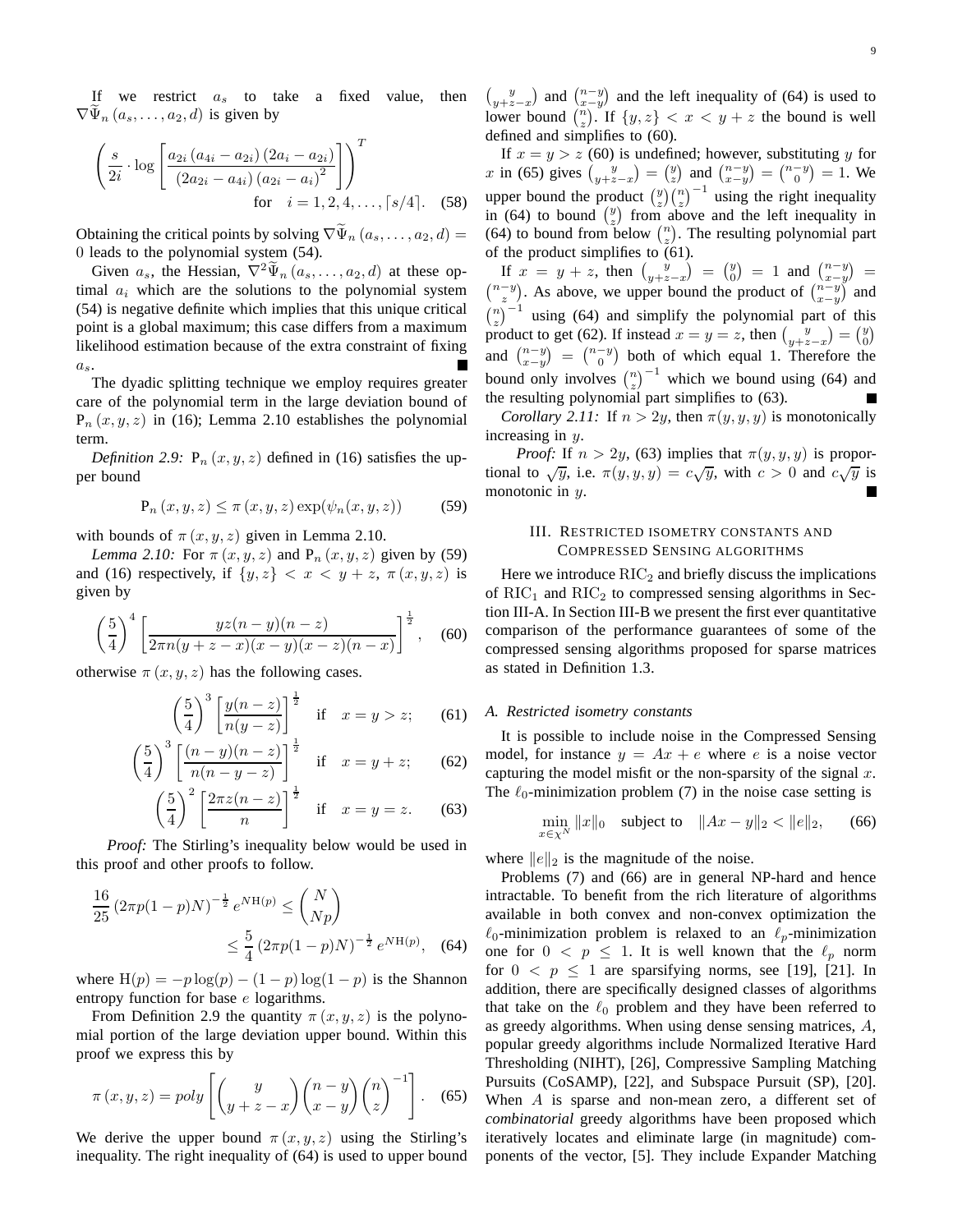If we restrict $a_s$ to take a fixed value, then $\nabla\widetilde{\Psi}_n(a_s,\ldots,a_2,d)$ is given by

$$\left(\frac{s}{2i}\cdot\log\left[\frac{a_{2i}\left(a_{4i}-a_{2i}\right)\left(2a_i-a_{2i}\right)}{\left(2a_{2i}-a_{4i}\right)\left(a_{2i}-a_i\right)^2}\right]\right)^T \quad \text{for} \quad i=1,2,4,\ldots,\lceil s/4\rceil. \quad (58)$$

Obtaining the critical points by solving $\nabla\widetilde{\Psi}_n(a_s,\ldots,a_2,d)=0$ leads to the polynomial system (54).

Given $a_s$, the Hessian, $\nabla^2\widetilde{\Psi}_n(a_s,\ldots,a_2,d)$ at these optimal $a_i$ which are the solutions to the polynomial system (54) is negative definite which implies that this unique critical point is a global maximum; this case differs from a maximum likelihood estimation because of the extra constraint of fixing $a_s$. ∎

The dyadic splitting technique we employ requires greater care of the polynomial term in the large deviation bound of $\mathrm{P}_n(x,y,z)$ in (16); Lemma 2.10 establishes the polynomial term.

*Definition 2.9:* $\mathrm{P}_n(x,y,z)$ defined in (16) satisfies the upper bound

$$\mathrm{P}_n(x,y,z)\leq\pi(x,y,z)\exp(\psi_n(x,y,z)) \quad (59)$$

with bounds of $\pi(x,y,z)$ given in Lemma 2.10.

*Lemma 2.10:* For $\pi(x,y,z)$ and $\mathrm{P}_n(x,y,z)$ given by (59) and (16) respectively, if $\{y,z\}<x<y+z$, $\pi(x,y,z)$ is given by

$$\left(\frac{5}{4}\right)^4\left[\frac{yz(n-y)(n-z)}{2\pi n(y+z-x)(x-y)(x-z)(n-x)}\right]^{\frac{1}{2}}, \quad (60)$$

otherwise $\pi(x,y,z)$ has the following cases.

$$\left(\frac{5}{4}\right)^3\left[\frac{y(n-z)}{n(y-z)}\right]^{\frac{1}{2}} \quad \text{if} \quad x=y>z; \quad (61)$$

$$\left(\frac{5}{4}\right)^3\left[\frac{(n-y)(n-z)}{n(n-y-z)}\right]^{\frac{1}{2}} \quad \text{if} \quad x=y+z; \quad (62)$$

$$\left(\frac{5}{4}\right)^2\left[\frac{2\pi z(n-z)}{n}\right]^{\frac{1}{2}} \quad \text{if} \quad x=y=z. \quad (63)$$

*Proof:* The Stirling's inequality below would be used in this proof and other proofs to follow.

$$\frac{16}{25}\left(2\pi p(1-p)N\right)^{-\frac{1}{2}}e^{N\mathrm{H}(p)}\leq\binom{N}{Np}\leq\frac{5}{4}\left(2\pi p(1-p)N\right)^{-\frac{1}{2}}e^{N\mathrm{H}(p)}, \quad (64)$$

where $\mathrm{H}(p)=-p\log(p)-(1-p)\log(1-p)$ is the Shannon entropy function for base $e$ logarithms.

From Definition 2.9 the quantity $\pi(x,y,z)$ is the polynomial portion of the large deviation upper bound. Within this proof we express this by

$$\pi(x,y,z)=poly\left[\binom{y}{y+z-x}\binom{n-y}{x-y}\binom{n}{z}^{-1}\right]. \quad (65)$$

We derive the upper bound $\pi(x,y,z)$ using the Stirling's inequality. The right inequality of (64) is used to upper bound $\binom{y}{y+z-x}$ and $\binom{n-y}{x-y}$ and the left inequality of (64) is used to lower bound $\binom{n}{z}$. If $\{y,z\}<x<y+z$ the bound is well defined and simplifies to (60).

If $x=y>z$ (60) is undefined; however, substituting $y$ for $x$ in (65) gives $\binom{y}{y+z-x}=\binom{y}{z}$ and $\binom{n-y}{x-y}=\binom{n-y}{0}=1$. We upper bound the product $\binom{y}{z}\binom{n}{z}^{-1}$ using the right inequality in (64) to bound $\binom{y}{z}$ from above and the left inequality in (64) to bound from below $\binom{n}{z}$. The resulting polynomial part of the product simplifies to (61).

If $x=y+z$, then $\binom{y}{y+z-x}=\binom{y}{0}=1$ and $\binom{n-y}{x-y}=\binom{n-y}{z}$. As above, we upper bound the product of $\binom{n-y}{x-y}$ and $\binom{n}{z}^{-1}$ using (64) and simplify the polynomial part of this product to get (62). If instead $x=y=z$, then $\binom{y}{y+z-x}=\binom{y}{0}$ and $\binom{n-y}{x-y}=\binom{n-y}{0}$ both of which equal 1. Therefore the bound only involves $\binom{n}{z}^{-1}$ which we bound using (64) and the resulting polynomial part simplifies to (63). ∎

*Corollary 2.11:* If $n>2y$, then $\pi(y,y,y)$ is monotonically increasing in $y$.

*Proof:* If $n>2y$, (63) implies that $\pi(y,y,y)$ is proportional to $\sqrt{y}$, i.e. $\pi(y,y,y)=c\sqrt{y}$, with $c>0$ and $c\sqrt{y}$ is monotonic in $y$. ∎

## III. Restricted isometry constants and Compressed Sensing algorithms

Here we introduce $\mathrm{RIC}_2$ and briefly discuss the implications of $\mathrm{RIC}_1$ and $\mathrm{RIC}_2$ to compressed sensing algorithms in Section III-A. In Section III-B we present the first ever quantitative comparison of the performance guarantees of some of the compressed sensing algorithms proposed for sparse matrices as stated in Definition 1.3.

### A. Restricted isometry constants

It is possible to include noise in the Compressed Sensing model, for instance $y=Ax+e$ where $e$ is a noise vector capturing the model misfit or the non-sparsity of the signal $x$. The $\ell_0$-minimization problem (7) in the noise case setting is

$$\min_{x\in\chi^N}\|x\|_0 \quad \text{subject to} \quad \|Ax-y\|_2<\|e\|_2, \quad (66)$$

where $\|e\|_2$ is the magnitude of the noise.

Problems (7) and (66) are in general NP-hard and hence intractable. To benefit from the rich literature of algorithms available in both convex and non-convex optimization the $\ell_0$-minimization problem is relaxed to an $\ell_p$-minimization one for $0<p\leq1$. It is well known that the $\ell_p$ norm for $0<p\leq1$ are sparsifying norms, see [19], [21]. In addition, there are specifically designed classes of algorithms that take on the $\ell_0$ problem and they have been referred to as greedy algorithms. When using dense sensing matrices, $A$, popular greedy algorithms include Normalized Iterative Hard Thresholding (NIHT), [26], Compressive Sampling Matching Pursuits (CoSAMP), [22], and Subspace Pursuit (SP), [20]. When $A$ is sparse and non-mean zero, a different set of *combinatorial* greedy algorithms have been proposed which iteratively locates and eliminate large (in magnitude) components of the vector, [5]. They include Expander Matching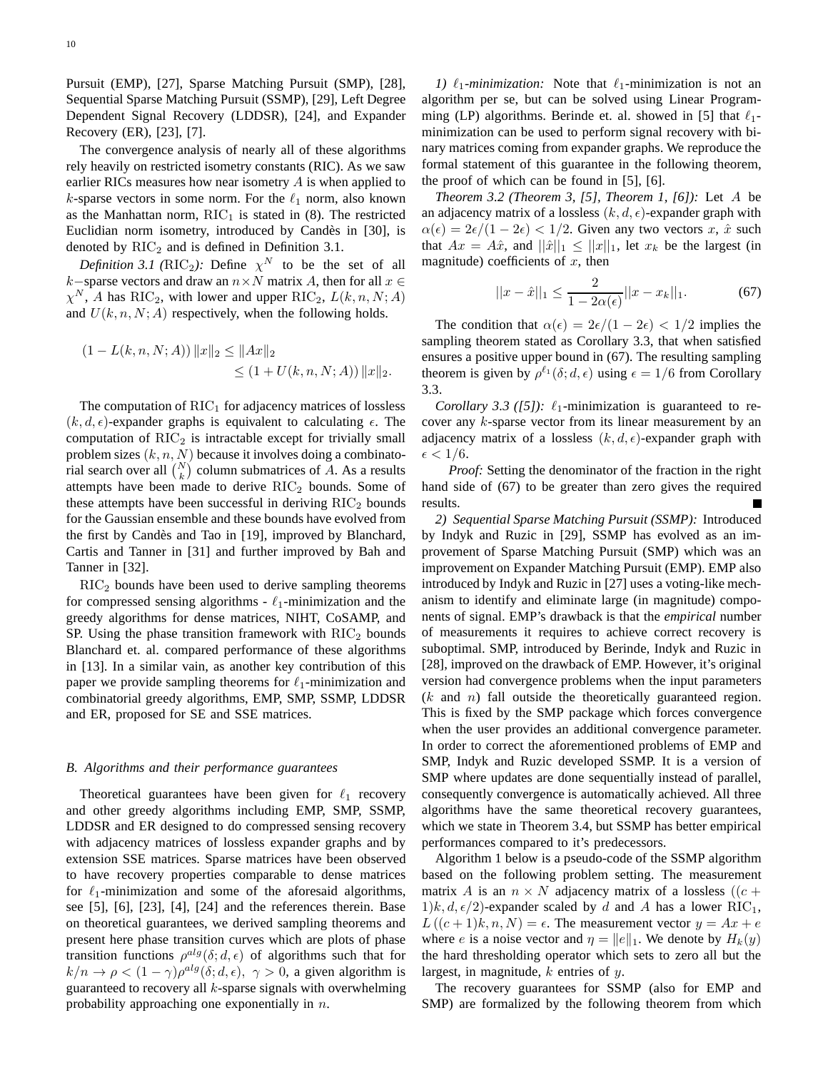Pursuit (EMP), [27], Sparse Matching Pursuit (SMP), [28], Sequential Sparse Matching Pursuit (SSMP), [29], Left Degree Dependent Signal Recovery (LDDSR), [24], and Expander Recovery (ER), [23], [7].

The convergence analysis of nearly all of these algorithms rely heavily on restricted isometry constants (RIC). As we saw earlier RICs measures how near isometry $A$ is when applied to $k$-sparse vectors in some norm. For the $\ell_1$ norm, also known as the Manhattan norm, $\mathrm{RIC}_1$ is stated in (8). The restricted Euclidian norm isometry, introduced by Candès in [30], is denoted by $\mathrm{RIC}_2$ and is defined in Definition 3.1.

*Definition 3.1 ($\mathrm{RIC}_2$):* Define $\chi^N$ to be the set of all $k-$sparse vectors and draw an $n \times N$ matrix $A$, then for all $x \in \chi^N$, $A$ has $\mathrm{RIC}_2$, with lower and upper $\mathrm{RIC}_2$, $L(k,n,N;A)$ and $U(k,n,N;A)$ respectively, when the following holds.

$$(1 - L(k,n,N;A)) \|x\|_2 \leq \|Ax\|_2 \leq (1 + U(k,n,N;A)) \|x\|_2.$$

The computation of $\mathrm{RIC}_1$ for adjacency matrices of lossless $(k,d,\epsilon)$-expander graphs is equivalent to calculating $\epsilon$. The computation of $\mathrm{RIC}_2$ is intractable except for trivially small problem sizes $(k,n,N)$ because it involves doing a combinatorial search over all $\binom{N}{k}$ column submatrices of $A$. As a results attempts have been made to derive $\mathrm{RIC}_2$ bounds. Some of these attempts have been successful in deriving $\mathrm{RIC}_2$ bounds for the Gaussian ensemble and these bounds have evolved from the first by Candès and Tao in [19], improved by Blanchard, Cartis and Tanner in [31] and further improved by Bah and Tanner in [32].

$\mathrm{RIC}_2$ bounds have been used to derive sampling theorems for compressed sensing algorithms - $\ell_1$-minimization and the greedy algorithms for dense matrices, NIHT, CoSAMP, and SP. Using the phase transition framework with $\mathrm{RIC}_2$ bounds Blanchard et. al. compared performance of these algorithms in [13]. In a similar vain, as another key contribution of this paper we provide sampling theorems for $\ell_1$-minimization and combinatorial greedy algorithms, EMP, SMP, SSMP, LDDSR and ER, proposed for SE and SSE matrices.

### B. Algorithms and their performance guarantees

Theoretical guarantees have been given for $\ell_1$ recovery and other greedy algorithms including EMP, SMP, SSMP, LDDSR and ER designed to do compressed sensing recovery with adjacency matrices of lossless expander graphs and by extension SSE matrices. Sparse matrices have been observed to have recovery properties comparable to dense matrices for $\ell_1$-minimization and some of the aforesaid algorithms, see [5], [6], [23], [4], [24] and the references therein. Base on theoretical guarantees, we derived sampling theorems and present here phase transition curves which are plots of phase transition functions $\rho^{alg}(\delta;d,\epsilon)$ of algorithms such that for $k/n \to \rho < (1-\gamma)\rho^{alg}(\delta;d,\epsilon),\ \gamma > 0$, a given algorithm is guaranteed to recovery all $k$-sparse signals with overwhelming probability approaching one exponentially in $n$.

*1) $\ell_1$-minimization:* Note that $\ell_1$-minimization is not an algorithm per se, but can be solved using Linear Programming (LP) algorithms. Berinde et. al. showed in [5] that $\ell_1$-minimization can be used to perform signal recovery with binary matrices coming from expander graphs. We reproduce the formal statement of this guarantee in the following theorem, the proof of which can be found in [5], [6].

*Theorem 3.2 (Theorem 3, [5], Theorem 1, [6]):* Let $A$ be an adjacency matrix of a lossless $(k,d,\epsilon)$-expander graph with $\alpha(\epsilon) = 2\epsilon/(1-2\epsilon) < 1/2$. Given any two vectors $x$, $\hat{x}$ such that $Ax = A\hat{x}$, and $||\hat{x}||_1 \leq ||x||_1$, let $x_k$ be the largest (in magnitude) coefficients of $x$, then

$$||x - \hat{x}||_1 \leq \frac{2}{1 - 2\alpha(\epsilon)} ||x - x_k||_1. \tag{67}$$

The condition that $\alpha(\epsilon) = 2\epsilon/(1-2\epsilon) < 1/2$ implies the sampling theorem stated as Corollary 3.3, that when satisfied ensures a positive upper bound in (67). The resulting sampling theorem is given by $\rho^{\ell_1}(\delta;d,\epsilon)$ using $\epsilon = 1/6$ from Corollary 3.3.

*Corollary 3.3 ([5]):* $\ell_1$-minimization is guaranteed to recover any $k$-sparse vector from its linear measurement by an adjacency matrix of a lossless $(k,d,\epsilon)$-expander graph with $\epsilon < 1/6$.

*Proof:* Setting the denominator of the fraction in the right hand side of (67) to be greater than zero gives the required results. ∎

*2) Sequential Sparse Matching Pursuit (SSMP):* Introduced by Indyk and Ruzic in [29], SSMP has evolved as an improvement of Sparse Matching Pursuit (SMP) which was an improvement on Expander Matching Pursuit (EMP). EMP also introduced by Indyk and Ruzic in [27] uses a voting-like mechanism to identify and eliminate large (in magnitude) components of signal. EMP's drawback is that the *empirical* number of measurements it requires to achieve correct recovery is suboptimal. SMP, introduced by Berinde, Indyk and Ruzic in [28], improved on the drawback of EMP. However, it's original version had convergence problems when the input parameters ($k$ and $n$) fall outside the theoretically guaranteed region. This is fixed by the SMP package which forces convergence when the user provides an additional convergence parameter. In order to correct the aforementioned problems of EMP and SMP, Indyk and Ruzic developed SSMP. It is a version of SMP where updates are done sequentially instead of parallel, consequently convergence is automatically achieved. All three algorithms have the same theoretical recovery guarantees, which we state in Theorem 3.4, but SSMP has better empirical performances compared to it's predecessors.

Algorithm 1 below is a pseudo-code of the SSMP algorithm based on the following problem setting. The measurement matrix $A$ is an $n \times N$ adjacency matrix of a lossless $((c+1)k, d, \epsilon/2)$-expander scaled by $d$ and $A$ has a lower $\mathrm{RIC}_1$, $L((c+1)k, n, N) = \epsilon$. The measurement vector $y = Ax + e$ where $e$ is a noise vector and $\eta = \|e\|_1$. We denote by $H_k(y)$ the hard thresholding operator which sets to zero all but the largest, in magnitude, $k$ entries of $y$.

The recovery guarantees for SSMP (also for EMP and SMP) are formalized by the following theorem from which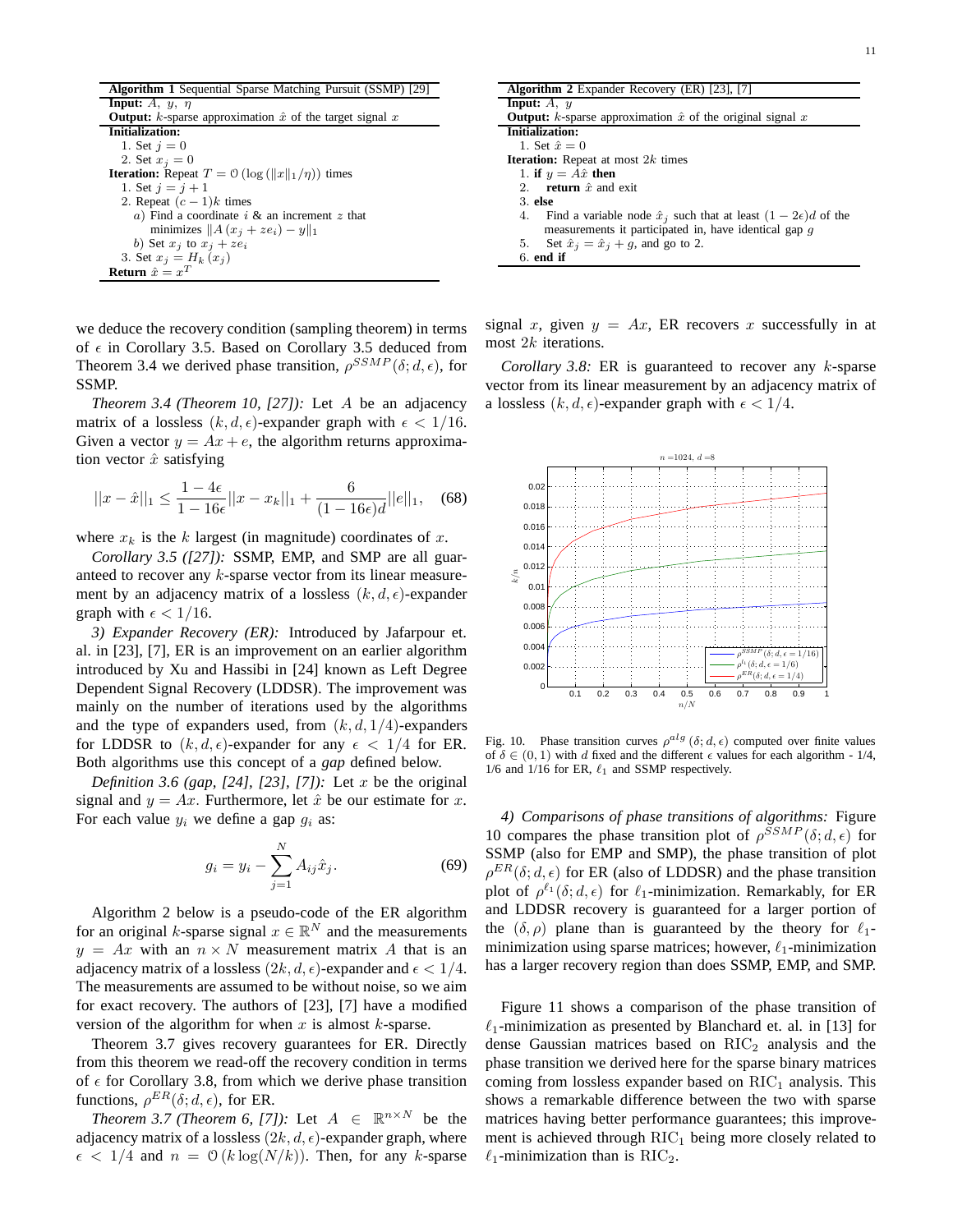**Algorithm 1** Sequential Sparse Matching Pursuit (SSMP) [29]

**Input:** $A$, $y$, $\eta$

**Output:** $k$-sparse approximation $\hat{x}$ of the target signal $x$

**Initialization:**

1. Set $j = 0$
2. Set $x_j = 0$

**Iteration:** Repeat $T = \mathcal{O}(\log(\|x\|_1/\eta))$ times

1. Set $j = j + 1$
2. Repeat $(c-1)k$ times
   a) Find a coordinate $i$ & an increment $z$ that minimizes $\|A(x_j + ze_i) - y\|_1$
   b) Set $x_j$ to $x_j + ze_i$
3. Set $x_j = H_k(x_j)$

**Return** $\hat{x} = x^T$

we deduce the recovery condition (sampling theorem) in terms of $\epsilon$ in Corollary 3.5. Based on Corollary 3.5 deduced from Theorem 3.4 we derived phase transition, $\rho^{SSMP}(\delta; d, \epsilon)$, for SSMP.

*Theorem 3.4 (Theorem 10, [27]):* Let $A$ be an adjacency matrix of a lossless $(k, d, \epsilon)$-expander graph with $\epsilon < 1/16$. Given a vector $y = Ax + e$, the algorithm returns approximation vector $\hat{x}$ satisfying

$$||x - \hat{x}||_1 \leq \frac{1 - 4\epsilon}{1 - 16\epsilon}||x - x_k||_1 + \frac{6}{(1 - 16\epsilon)d}||e||_1, \quad (68)$$

where $x_k$ is the $k$ largest (in magnitude) coordinates of $x$.

*Corollary 3.5 ([27]):* SSMP, EMP, and SMP are all guaranteed to recover any $k$-sparse vector from its linear measurement by an adjacency matrix of a lossless $(k, d, \epsilon)$-expander graph with $\epsilon < 1/16$.

*3) Expander Recovery (ER):* Introduced by Jafarpour et. al. in [23], [7], ER is an improvement on an earlier algorithm introduced by Xu and Hassibi in [24] known as Left Degree Dependent Signal Recovery (LDDSR). The improvement was mainly on the number of iterations used by the algorithms and the type of expanders used, from $(k, d, 1/4)$-expanders for LDDSR to $(k, d, \epsilon)$-expander for any $\epsilon < 1/4$ for ER. Both algorithms use this concept of a *gap* defined below.

*Definition 3.6 (gap, [24], [23], [7]):* Let $x$ be the original signal and $y = Ax$. Furthermore, let $\hat{x}$ be our estimate for $x$. For each value $y_i$ we define a gap $g_i$ as:

$$g_i = y_i - \sum_{j=1}^{N} A_{ij}\hat{x}_j. \quad (69)$$

Algorithm 2 below is a pseudo-code of the ER algorithm for an original $k$-sparse signal $x \in \mathbb{R}^N$ and the measurements $y = Ax$ with an $n \times N$ measurement matrix $A$ that is an adjacency matrix of a lossless $(2k, d, \epsilon)$-expander and $\epsilon < 1/4$. The measurements are assumed to be without noise, so we aim for exact recovery. The authors of [23], [7] have a modified version of the algorithm for when $x$ is almost $k$-sparse.

Theorem 3.7 gives recovery guarantees for ER. Directly from this theorem we read-off the recovery condition in terms of $\epsilon$ for Corollary 3.8, from which we derive phase transition functions, $\rho^{ER}(\delta; d, \epsilon)$, for ER.

*Theorem 3.7 (Theorem 6, [7]):* Let $A \in \mathbb{R}^{n \times N}$ be the adjacency matrix of a lossless $(2k, d, \epsilon)$-expander graph, where $\epsilon < 1/4$ and $n = \mathcal{O}(k \log(N/k))$. Then, for any $k$-sparse signal $x$, given $y = Ax$, ER recovers $x$ successfully in at most $2k$ iterations.

*Corollary 3.8:* ER is guaranteed to recover any $k$-sparse vector from its linear measurement by an adjacency matrix of a lossless $(k, d, \epsilon)$-expander graph with $\epsilon < 1/4$.

**Algorithm 2** Expander Recovery (ER) [23], [7]

**Input:** $A$, $y$

**Output:** $k$-sparse approximation $\hat{x}$ of the original signal $x$

**Initialization:**

1. Set $\hat{x} = 0$

**Iteration:** Repeat at most $2k$ times

1. **if** $y = A\hat{x}$ **then**
2. **return** $\hat{x}$ and exit
3. **else**
4. Find a variable node $\hat{x}_j$ such that at least $(1 - 2\epsilon)d$ of the measurements it participated in, have identical gap $g$
5. Set $\hat{x}_j = \hat{x}_j + g$, and go to 2.
6. **end if**

Fig. 10. Phase transition curves $\rho^{alg}(\delta; d, \epsilon)$ computed over finite values of $\delta \in (0, 1)$ with $d$ fixed and the different $\epsilon$ values for each algorithm - 1/4, 1/6 and 1/16 for ER, $\ell_1$ and SSMP respectively.

*4) Comparisons of phase transitions of algorithms:* Figure 10 compares the phase transition plot of $\rho^{SSMP}(\delta; d, \epsilon)$ for SSMP (also for EMP and SMP), the phase transition of plot $\rho^{ER}(\delta; d, \epsilon)$ for ER (also of LDDSR) and the phase transition plot of $\rho^{\ell_1}(\delta; d, \epsilon)$ for $\ell_1$-minimization. Remarkably, for ER and LDDSR recovery is guaranteed for a larger portion of the $(\delta, \rho)$ plane than is guaranteed by the theory for $\ell_1$-minimization using sparse matrices; however, $\ell_1$-minimization has a larger recovery region than does SSMP, EMP, and SMP.

Figure 11 shows a comparison of the phase transition of $\ell_1$-minimization as presented by Blanchard et. al. in [13] for dense Gaussian matrices based on $\text{RIC}_2$ analysis and the phase transition we derived here for the sparse binary matrices coming from lossless expander based on $\text{RIC}_1$ analysis. This shows a remarkable difference between the two with sparse matrices having better performance guarantees; this improvement is achieved through $\text{RIC}_1$ being more closely related to $\ell_1$-minimization than is $\text{RIC}_2$.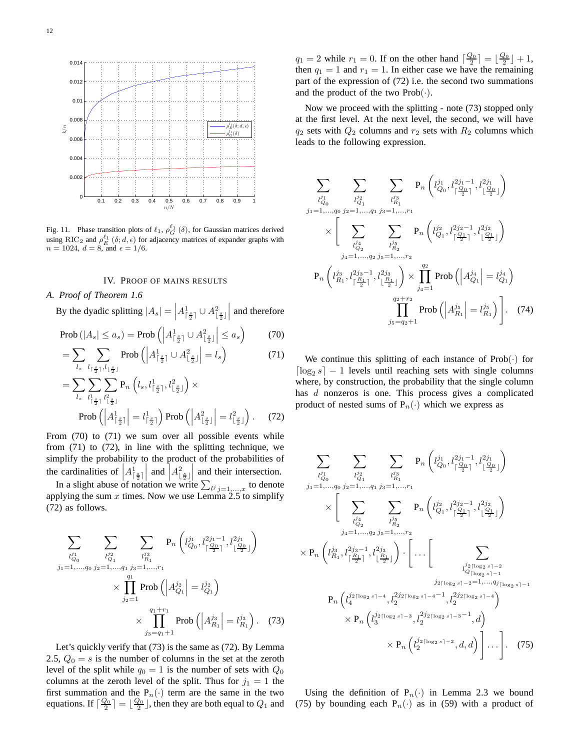Fig. 11. Phase transition plots of $\ell_1$, $\rho_G^{\ell_1}(\delta)$, for Gaussian matrices derived using RIC$_2$ and $\rho_E^{\ell_1}(\delta;d,\epsilon)$ for adjacency matrices of expander graphs with $n=1024$, $d=8$, and $\epsilon=1/6$.

## IV. Proof of Mains Results

### A. Proof of Theorem 1.6

By the dyadic splitting $|A_s| = \left|A^1_{\lceil \frac{s}{2}\rceil} \cup A^2_{\lfloor \frac{s}{2}\rfloor}\right|$ and therefore

$$\text{Prob}\left(|A_s| \le a_s\right) = \text{Prob}\left(\left|A^1_{\lceil \frac{s}{2}\rceil} \cup A^2_{\lfloor \frac{s}{2}\rfloor}\right| \le a_s\right) \tag{70}$$

$$= \sum_{l_s} \sum_{l_{\lceil \frac{s}{2}\rceil}, l_{\lfloor \frac{s}{2}\rfloor}} \text{Prob}\left(\left|A^1_{\lceil \frac{s}{2}\rceil} \cup A^2_{\lfloor \frac{s}{2}\rfloor}\right| = l_s\right) \tag{71}$$

$$= \sum_{l_s} \sum_{l^1_{\lceil \frac{s}{2}\rceil}} \sum_{l^2_{\lfloor \frac{s}{2}\rfloor}} \text{P}_n\left(l_s, l^1_{\lceil \frac{s}{2}\rceil}, l^2_{\lfloor \frac{s}{2}\rfloor}\right) \times \text{Prob}\left(\left|A^1_{\lceil \frac{s}{2}\rceil}\right| = l^1_{\lceil \frac{s}{2}\rceil}\right) \text{Prob}\left(\left|A^2_{\lfloor \frac{s}{2}\rfloor}\right| = l^2_{\lfloor \frac{s}{2}\rfloor}\right). \tag{72}$$

From (70) to (71) we sum over all possible events while from (71) to (72), in line with the splitting technique, we simplify the probability to the product of the probabilities of the cardinalities of $\left|A^1_{\lceil \frac{s}{2}\rceil}\right|$ and $\left|A^2_{\lfloor \frac{s}{2}\rfloor}\right|$ and their intersection.

In a slight abuse of notation we write $\sum_{l^j\, j=1,\ldots,x}$ to denote applying the sum $x$ times. Now we use Lemma 2.5 to simplify (72) as follows.

$$\sum_{\substack{l^{j_1}_{Q_0}\\ j_1=1,\ldots,q_0}} \sum_{\substack{l^{j_2}_{Q_1}\\ j_2=1,\ldots,q_1}} \sum_{\substack{l^{j_3}_{R_1}\\ j_3=1,\ldots,r_1}} \text{P}_n\left(l^{j_1}_{Q_0}, l^{2j_1-1}_{\lceil \frac{Q_0}{2}\rceil}, l^{2j_1}_{\lfloor \frac{Q_0}{2}\rfloor}\right) \times \prod_{j_2=1}^{q_1} \text{Prob}\left(\left|A^{j_2}_{Q_1}\right| = l^{j_2}_{Q_1}\right) \times \prod_{j_3=q_1+1}^{q_1+r_1} \text{Prob}\left(\left|A^{j_3}_{R_1}\right| = l^{j_3}_{R_1}\right). \tag{73}$$

Let's quickly verify that (73) is the same as (72). By Lemma 2.5, $Q_0 = s$ is the number of columns in the set at the zeroth level of the split while $q_0 = 1$ is the number of sets with $Q_0$ columns at the zeroth level of the split. Thus for $j_1 = 1$ the first summation and the $\text{P}_n(\cdot)$ term are the same in the two equations. If $\lceil \frac{Q_0}{2}\rceil = \lfloor \frac{Q_0}{2}\rfloor$, then they are both equal to $Q_1$ and $q_1 = 2$ while $r_1 = 0$. If on the other hand $\lceil \frac{Q_0}{2}\rceil = \lfloor \frac{Q_0}{2}\rfloor + 1$, then $q_1 = 1$ and $r_1 = 1$. In either case we have the remaining part of the expression of (72) i.e. the second two summations and the product of the two $\text{Prob}(\cdot)$.

Now we proceed with the splitting - note (73) stopped only at the first level. At the next level, the second, we will have $q_2$ sets with $Q_2$ columns and $r_2$ sets with $R_2$ columns which leads to the following expression.

$$\sum_{\substack{l^{j_1}_{Q_0}\\ j_1=1,\ldots,q_0}} \sum_{\substack{l^{j_2}_{Q_1}\\ j_2=1,\ldots,q_1}} \sum_{\substack{l^{j_3}_{R_1}\\ j_3=1,\ldots,r_1}} \text{P}_n\left(l^{j_1}_{Q_0}, l^{2j_1-1}_{\lceil \frac{Q_0}{2}\rceil}, l^{2j_1}_{\lfloor \frac{Q_0}{2}\rfloor}\right) \times \Bigg[ \sum_{\substack{l^{j_4}_{Q_2}\\ j_4=1,\ldots,q_2}} \sum_{\substack{l^{j_5}_{R_2}\\ j_5=1,\ldots,r_2}} \text{P}_n\left(l^{j_2}_{Q_1}, l^{2j_2-1}_{\lceil \frac{Q_1}{2}\rceil}, l^{2j_2}_{\lfloor \frac{Q_1}{2}\rfloor}\right)$$
$$\text{P}_n\left(l^{j_3}_{R_1}, l^{2j_3-1}_{\lceil \frac{R_1}{2}\rceil}, l^{2j_3}_{\lfloor \frac{R_1}{2}\rfloor}\right) \times \prod_{j_4=1}^{q_2} \text{Prob}\left(\left|A^{j_4}_{Q_1}\right| = l^{j_4}_{Q_1}\right) \prod_{j_5=q_2+1}^{q_2+r_2} \text{Prob}\left(\left|A^{j_5}_{R_1}\right| = l^{j_5}_{R_1}\right) \Bigg]. \tag{74}$$

We continue this splitting of each instance of $\text{Prob}(\cdot)$ for $\lceil \log_2 s\rceil - 1$ levels until reaching sets with single columns where, by construction, the probability that the single column has $d$ nonzeros is one. This process gives a complicated product of nested sums of $\text{P}_n(\cdot)$ which we express as

$$\sum_{\substack{l^{j_1}_{Q_0}\\ j_1=1,\ldots,q_0}} \sum_{\substack{l^{j_2}_{Q_1}\\ j_2=1,\ldots,q_1}} \sum_{\substack{l^{j_3}_{R_1}\\ j_3=1,\ldots,r_1}} \text{P}_n\left(l^{j_1}_{Q_0}, l^{2j_1-1}_{\lceil \frac{Q_0}{2}\rceil}, l^{2j_1}_{\lfloor \frac{Q_0}{2}\rfloor}\right) \times \Bigg[ \sum_{\substack{l^{j_4}_{Q_2}\\ j_4=1,\ldots,q_2}} \sum_{\substack{l^{j_5}_{R_2}\\ j_5=1,\ldots,r_2}} \text{P}_n\left(l^{j_2}_{Q_1}, l^{2j_2-1}_{\lceil \frac{Q_1}{2}\rceil}, l^{2j_2}_{\lfloor \frac{Q_1}{2}\rfloor}\right)$$
$$\times \text{P}_n\left(l^{j_3}_{R_1}, l^{2j_3-1}_{\lceil \frac{R_1}{2}\rceil}, l^{2j_3}_{\lfloor \frac{R_1}{2}\rfloor}\right) \cdot \Bigg[ \ldots \Bigg[ \sum_{\substack{l^{j_{2\lceil \log_2 s\rceil -2}}_{Q_{\lceil \log_2 s\rceil -1}}\\ j_{2\lceil \log_2 s\rceil -2}=1,\ldots,q_{j_{\lceil \log_2 s\rceil -1}}}}$$
$$\text{P}_n\left(l_4^{j_{2\lceil \log_2 s\rceil -4}}, l_2^{2j_{2\lceil \log_2 s\rceil -4}-1}, l_2^{2j_{2\lceil \log_2 s\rceil -4}}\right) \times \text{P}_n\left(l_3^{j_{2\lceil \log_2 s\rceil -3}}, l_2^{2j_{2\lceil \log_2 s\rceil -3}-1}, d\right) \times \text{P}_n\left(l_2^{j_{2\lceil \log_2 s\rceil -2}}, d, d\right) \Bigg] \ldots \Bigg]. \tag{75}$$

Using the definition of $\text{P}_n(\cdot)$ in Lemma 2.3 we bound (75) by bounding each $\text{P}_n(\cdot)$ as in (59) with a product of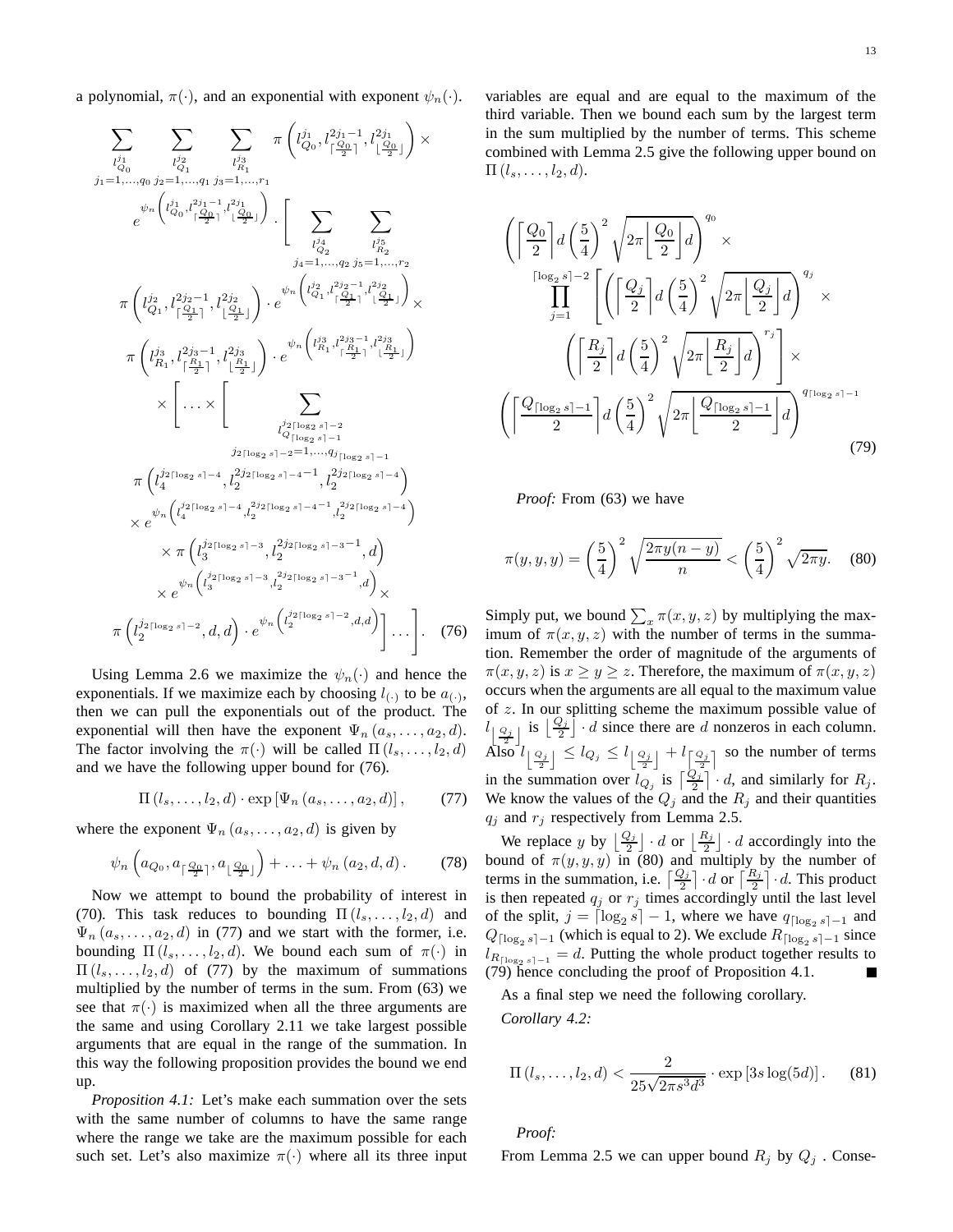a polynomial, $\pi(\cdot)$, and an exponential with exponent $\psi_n(\cdot)$.

$$
\sum_{\substack{l_{Q_0}^{j_1} \\ j_1=1,\ldots,q_0}} \sum_{\substack{l_{Q_1}^{j_2} \\ j_2=1,\ldots,q_1}} \sum_{\substack{l_{R_1}^{j_3} \\ j_3=1,\ldots,r_1}} \pi\left(l_{Q_0}^{j_1}, l_{\lceil\frac{Q_0}{2}\rceil}^{2j_1-1}, l_{\lfloor\frac{Q_0}{2}\rfloor}^{2j_1}\right) \times e^{\psi_n\left(l_{Q_0}^{j_1}, l_{\lceil\frac{Q_0}{2}\rceil}^{2j_1-1}, l_{\lfloor\frac{Q_0}{2}\rfloor}^{2j_1}\right)} \cdot \Bigg[ \sum_{\substack{l_{Q_2}^{j_4} \\ j_4=1,\ldots,q_2}} \sum_{\substack{l_{R_2}^{j_5} \\ j_5=1,\ldots,r_2}}
$$

$$
\pi\left(l_{Q_1}^{j_2}, l_{\lceil\frac{Q_1}{2}\rceil}^{2j_2-1}, l_{\lfloor\frac{Q_1}{2}\rfloor}^{2j_2}\right) \cdot e^{\psi_n\left(l_{Q_1}^{j_2}, l_{\lceil\frac{Q_1}{2}\rceil}^{2j_2-1}, l_{\lfloor\frac{Q_1}{2}\rfloor}^{2j_2}\right)} \times
$$

$$
\pi\left(l_{R_1}^{j_3}, l_{\lceil\frac{R_1}{2}\rceil}^{2j_3-1}, l_{\lfloor\frac{R_1}{2}\rfloor}^{2j_3}\right) \cdot e^{\psi_n\left(l_{R_1}^{j_3}, l_{\lceil\frac{R_1}{2}\rceil}^{2j_3-1}, l_{\lfloor\frac{R_1}{2}\rfloor}^{2j_3}\right)}
$$

$$
\times \Bigg[ \ldots \times \Bigg[ \sum_{\substack{l_{Q_{\lceil\log_2 s\rceil-1}}^{j_{2\lceil\log_2 s\rceil-2}} \\ j_{2\lceil\log_2 s\rceil-2}=1,\ldots,q_{\lceil\log_2 s\rceil-1}}}
$$

$$
\pi\left(l_4^{j_{2\lceil\log_2 s\rceil-4}}, l_2^{2j_{2\lceil\log_2 s\rceil-4}-1}, l_2^{2j_{2\lceil\log_2 s\rceil-4}}\right) \times e^{\psi_n\left(l_4^{j_{2\lceil\log_2 s\rceil-4}}, l_2^{2j_{2\lceil\log_2 s\rceil-4}-1}, l_2^{2j_{2\lceil\log_2 s\rceil-4}}\right)}
$$

$$
\times \pi\left(l_3^{j_{2\lceil\log_2 s\rceil-3}}, l_2^{2j_{2\lceil\log_2 s\rceil-3}-1}, d\right) \times e^{\psi_n\left(l_3^{j_{2\lceil\log_2 s\rceil-3}}, l_2^{2j_{2\lceil\log_2 s\rceil-3}-1}, d\right)} \times
$$

$$
\pi\left(l_2^{j_{2\lceil\log_2 s\rceil-2}}, d, d\right) \cdot e^{\psi_n\left(l_2^{j_{2\lceil\log_2 s\rceil-2}}, d, d\right)} \Bigg] \ldots \Bigg]. \quad (76)
$$

Using Lemma 2.6 we maximize the $\psi_n(\cdot)$ and hence the exponentials. If we maximize each by choosing $l_{(\cdot)}$ to be $a_{(\cdot)}$, then we can pull the exponentials out of the product. The exponential will then have the exponent $\Psi_n(a_s, \ldots, a_2, d)$. The factor involving the $\pi(\cdot)$ will be called $\Pi(l_s, \ldots, l_2, d)$ and we have the following upper bound for (76).

$$
\Pi(l_s, \ldots, l_2, d) \cdot \exp\left[\Psi_n(a_s, \ldots, a_2, d)\right], \quad (77)
$$

where the exponent $\Psi_n(a_s, \ldots, a_2, d)$ is given by

$$
\psi_n\left(a_{Q_0}, a_{\lceil\frac{Q_0}{2}\rceil}, a_{\lfloor\frac{Q_0}{2}\rfloor}\right) + \ldots + \psi_n(a_2, d, d). \quad (78)
$$

Now we attempt to bound the probability of interest in (70). This task reduces to bounding $\Pi(l_s, \ldots, l_2, d)$ and $\Psi_n(a_s, \ldots, a_2, d)$ in (77) and we start with the former, i.e. bounding $\Pi(l_s, \ldots, l_2, d)$. We bound each sum of $\pi(\cdot)$ in $\Pi(l_s, \ldots, l_2, d)$ of (77) by the maximum of summations multiplied by the number of terms in the sum. From (63) we see that $\pi(\cdot)$ is maximized when all the three arguments are the same and using Corollary 2.11 we take largest possible arguments that are equal in the range of the summation. In this way the following proposition provides the bound we end up.

*Proposition 4.1:* Let's make each summation over the sets with the same number of columns to have the same range where the range we take are the maximum possible for each such set. Let's also maximize $\pi(\cdot)$ where all its three input variables are equal and are equal to the maximum of the third variable. Then we bound each sum by the largest term in the sum multiplied by the number of terms. This scheme combined with Lemma 2.5 give the following upper bound on $\Pi(l_s, \ldots, l_2, d)$.

$$
\left(\left\lceil\frac{Q_0}{2}\right\rceil d \left(\frac{5}{4}\right)^2 \sqrt{2\pi\left\lfloor\frac{Q_0}{2}\right\rfloor d}\right)^{q_0} \times \prod_{j=1}^{\lceil\log_2 s\rceil-2} \left[\left(\left\lceil\frac{Q_j}{2}\right\rceil d \left(\frac{5}{4}\right)^2 \sqrt{2\pi\left\lfloor\frac{Q_j}{2}\right\rfloor d}\right)^{q_j} \times \left(\left\lceil\frac{R_j}{2}\right\rceil d \left(\frac{5}{4}\right)^2 \sqrt{2\pi\left\lfloor\frac{R_j}{2}\right\rfloor d}\right)^{r_j}\right] \times \left(\left\lceil\frac{Q_{\lceil\log_2 s\rceil-1}}{2}\right\rceil d \left(\frac{5}{4}\right)^2 \sqrt{2\pi\left\lfloor\frac{Q_{\lceil\log_2 s\rceil-1}}{2}\right\rfloor d}\right)^{q_{\lceil\log_2 s\rceil-1}} \quad (79)
$$

*Proof:* From (63) we have

$$
\pi(y, y, y) = \left(\frac{5}{4}\right)^2 \sqrt{\frac{2\pi y(n-y)}{n}} < \left(\frac{5}{4}\right)^2 \sqrt{2\pi y}. \quad (80)
$$

Simply put, we bound $\sum_x \pi(x, y, z)$ by multiplying the maximum of $\pi(x, y, z)$ with the number of terms in the summation. Remember the order of magnitude of the arguments of $\pi(x, y, z)$ is $x \geq y \geq z$. Therefore, the maximum of $\pi(x, y, z)$ occurs when the arguments are all equal to the maximum value of $z$. In our splitting scheme the maximum possible value of $l_{\lfloor\frac{Q_j}{2}\rfloor}$ is $\left\lfloor\frac{Q_j}{2}\right\rfloor \cdot d$ since there are $d$ nonzeros in each column. Also $l_{\lfloor\frac{Q_j}{2}\rfloor} \leq l_{Q_j} \leq l_{\lfloor\frac{Q_j}{2}\rfloor} + l_{\lceil\frac{Q_j}{2}\rceil}$ so the number of terms in the summation over $l_{Q_j}$ is $\left\lceil\frac{Q_j}{2}\right\rceil \cdot d$, and similarly for $R_j$. We know the values of the $Q_j$ and the $R_j$ and their quantities $q_j$ and $r_j$ respectively from Lemma 2.5.

We replace $y$ by $\left\lfloor\frac{Q_j}{2}\right\rfloor \cdot d$ or $\left\lfloor\frac{R_j}{2}\right\rfloor \cdot d$ accordingly into the bound of $\pi(y, y, y)$ in (80) and multiply by the number of terms in the summation, i.e. $\left\lceil\frac{Q_j}{2}\right\rceil \cdot d$ or $\left\lceil\frac{R_j}{2}\right\rceil \cdot d$. This product is then repeated $q_j$ or $r_j$ times accordingly until the last level of the split, $j = \lceil\log_2 s\rceil - 1$, where we have $q_{\lceil\log_2 s\rceil-1}$ and $Q_{\lceil\log_2 s\rceil-1}$ (which is equal to 2). We exclude $R_{\lceil\log_2 s\rceil-1}$ since $l_{R_{\lceil\log_2 s\rceil-1}} = d$. Putting the whole product together results to (79) hence concluding the proof of Proposition 4.1. ∎

As a final step we need the following corollary.

*Corollary 4.2:*

$$
\Pi(l_s, \ldots, l_2, d) < \frac{2}{25\sqrt{2\pi s^3 d^3}} \cdot \exp\left[3s\log(5d)\right]. \quad (81)
$$

*Proof:*

From Lemma 2.5 we can upper bound $R_j$ by $Q_j$ . Conse-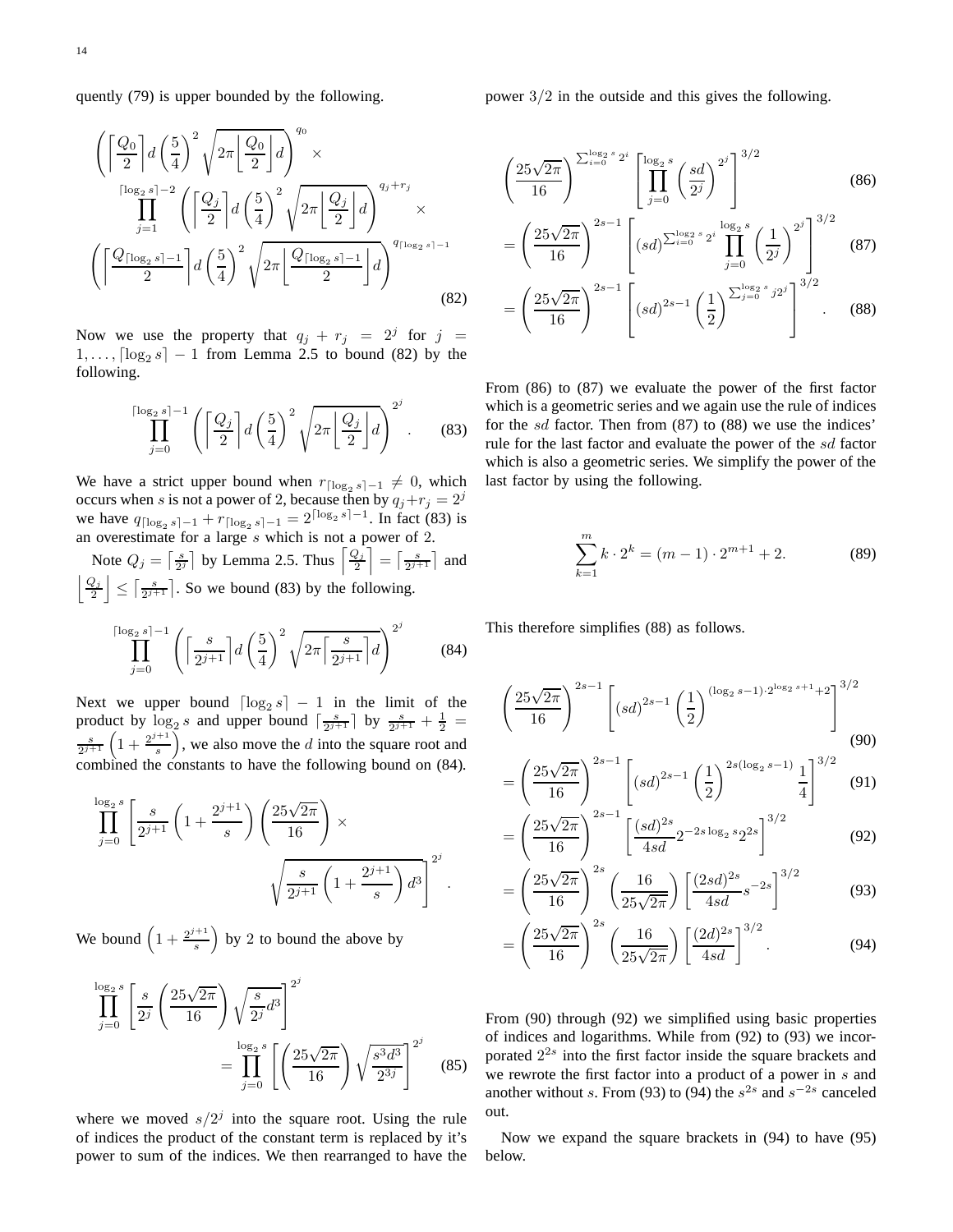quently (79) is upper bounded by the following.

$$\left(\left\lceil\frac{Q_0}{2}\right\rceil d\left(\frac{5}{4}\right)^2\sqrt{2\pi\left\lfloor\frac{Q_0}{2}\right\rfloor d}\right)^{q_0}\times \prod_{j=1}^{\lceil\log_2 s\rceil-2}\left(\left\lceil\frac{Q_j}{2}\right\rceil d\left(\frac{5}{4}\right)^2\sqrt{2\pi\left\lfloor\frac{Q_j}{2}\right\rfloor d}\right)^{q_j+r_j}\times \left(\left\lceil\frac{Q_{\lceil\log_2 s\rceil-1}}{2}\right\rceil d\left(\frac{5}{4}\right)^2\sqrt{2\pi\left\lfloor\frac{Q_{\lceil\log_2 s\rceil-1}}{2}\right\rfloor d}\right)^{q_{\lceil\log_2 s\rceil-1}} \tag{82}$$

Now we use the property that $q_j + r_j = 2^j$ for $j = 1, \ldots, \lceil\log_2 s\rceil - 1$ from Lemma 2.5 to bound (82) by the following.

$$\prod_{j=0}^{\lceil\log_2 s\rceil-1}\left(\left\lceil\frac{Q_j}{2}\right\rceil d\left(\frac{5}{4}\right)^2\sqrt{2\pi\left\lfloor\frac{Q_j}{2}\right\rfloor d}\right)^{2^j}. \tag{83}$$

We have a strict upper bound when $r_{\lceil\log_2 s\rceil-1} \neq 0$, which occurs when $s$ is not a power of 2, because then by $q_j+r_j = 2^j$ we have $q_{\lceil\log_2 s\rceil-1} + r_{\lceil\log_2 s\rceil-1} = 2^{\lceil\log_2 s\rceil-1}$. In fact (83) is an overestimate for a large $s$ which is not a power of 2.

Note $Q_j = \left\lceil\frac{s}{2^j}\right\rceil$ by Lemma 2.5. Thus $\left\lceil\frac{Q_j}{2}\right\rceil = \left\lceil\frac{s}{2^{j+1}}\right\rceil$ and $\left\lfloor\frac{Q_j}{2}\right\rfloor \leq \left\lceil\frac{s}{2^{j+1}}\right\rceil$. So we bound (83) by the following.

$$\prod_{j=0}^{\lceil\log_2 s\rceil-1}\left(\left\lceil\frac{s}{2^{j+1}}\right\rceil d\left(\frac{5}{4}\right)^2\sqrt{2\pi\left\lceil\frac{s}{2^{j+1}}\right\rceil d}\right)^{2^j} \tag{84}$$

Next we upper bound $\lceil\log_2 s\rceil - 1$ in the limit of the product by $\log_2 s$ and upper bound $\left\lceil\frac{s}{2^{j+1}}\right\rceil$ by $\frac{s}{2^{j+1}} + \frac{1}{2} = \frac{s}{2^{j+1}}\left(1 + \frac{2^{j+1}}{s}\right)$, we also move the $d$ into the square root and combined the constants to have the following bound on (84).

$$\prod_{j=0}^{\log_2 s}\left[\frac{s}{2^{j+1}}\left(1+\frac{2^{j+1}}{s}\right)\left(\frac{25\sqrt{2\pi}}{16}\right)\times \sqrt{\frac{s}{2^{j+1}}\left(1+\frac{2^{j+1}}{s}\right)d^3}\right]^{2^j}.$$

We bound $\left(1+\frac{2^{j+1}}{s}\right)$ by 2 to bound the above by

$$\prod_{j=0}^{\log_2 s}\left[\frac{s}{2^j}\left(\frac{25\sqrt{2\pi}}{16}\right)\sqrt{\frac{s}{2^j}d^3}\right]^{2^j} = \prod_{j=0}^{\log_2 s}\left[\left(\frac{25\sqrt{2\pi}}{16}\right)\sqrt{\frac{s^3d^3}{2^{3j}}}\right]^{2^j} \tag{85}$$

where we moved $s/2^j$ into the square root. Using the rule of indices the product of the constant term is replaced by it's power to sum of the indices. We then rearranged to have the power $3/2$ in the outside and this gives the following.

$$\left(\frac{25\sqrt{2\pi}}{16}\right)^{\sum_{i=0}^{\log_2 s}2^i}\left[\prod_{j=0}^{\log_2 s}\left(\frac{sd}{2^j}\right)^{2^j}\right]^{3/2} \tag{86}$$

$$= \left(\frac{25\sqrt{2\pi}}{16}\right)^{2s-1}\left[(sd)^{\sum_{i=0}^{\log_2 s}2^i}\prod_{j=0}^{\log_2 s}\left(\frac{1}{2^j}\right)^{2^j}\right]^{3/2} \tag{87}$$

$$= \left(\frac{25\sqrt{2\pi}}{16}\right)^{2s-1}\left[(sd)^{2s-1}\left(\frac{1}{2}\right)^{\sum_{j=0}^{\log_2 s}j2^j}\right]^{3/2}. \tag{88}$$

From (86) to (87) we evaluate the power of the first factor which is a geometric series and we again use the rule of indices for the $sd$ factor. Then from (87) to (88) we use the indices' rule for the last factor and evaluate the power of the $sd$ factor which is also a geometric series. We simplify the power of the last factor by using the following.

$$\sum_{k=1}^{m}k\cdot 2^k = (m-1)\cdot 2^{m+1}+2. \tag{89}$$

This therefore simplifies (88) as follows.

$$\left(\frac{25\sqrt{2\pi}}{16}\right)^{2s-1}\left[(sd)^{2s-1}\left(\frac{1}{2}\right)^{(\log_2 s-1)\cdot 2^{\log_2 s+1}+2}\right]^{3/2} \tag{90}$$

$$= \left(\frac{25\sqrt{2\pi}}{16}\right)^{2s-1}\left[(sd)^{2s-1}\left(\frac{1}{2}\right)^{2s(\log_2 s-1)}\frac{1}{4}\right]^{3/2} \tag{91}$$

$$= \left(\frac{25\sqrt{2\pi}}{16}\right)^{2s-1}\left[\frac{(sd)^{2s}}{4sd}2^{-2s\log_2 s}2^{2s}\right]^{3/2} \tag{92}$$

$$= \left(\frac{25\sqrt{2\pi}}{16}\right)^{2s}\left(\frac{16}{25\sqrt{2\pi}}\right)\left[\frac{(2sd)^{2s}}{4sd}s^{-2s}\right]^{3/2} \tag{93}$$

$$= \left(\frac{25\sqrt{2\pi}}{16}\right)^{2s}\left(\frac{16}{25\sqrt{2\pi}}\right)\left[\frac{(2d)^{2s}}{4sd}\right]^{3/2}. \tag{94}$$

From (90) through (92) we simplified using basic properties of indices and logarithms. While from (92) to (93) we incorporated $2^{2s}$ into the first factor inside the square brackets and we rewrote the first factor into a product of a power in $s$ and another without $s$. From (93) to (94) the $s^{2s}$ and $s^{-2s}$ canceled out.

Now we expand the square brackets in (94) to have (95) below.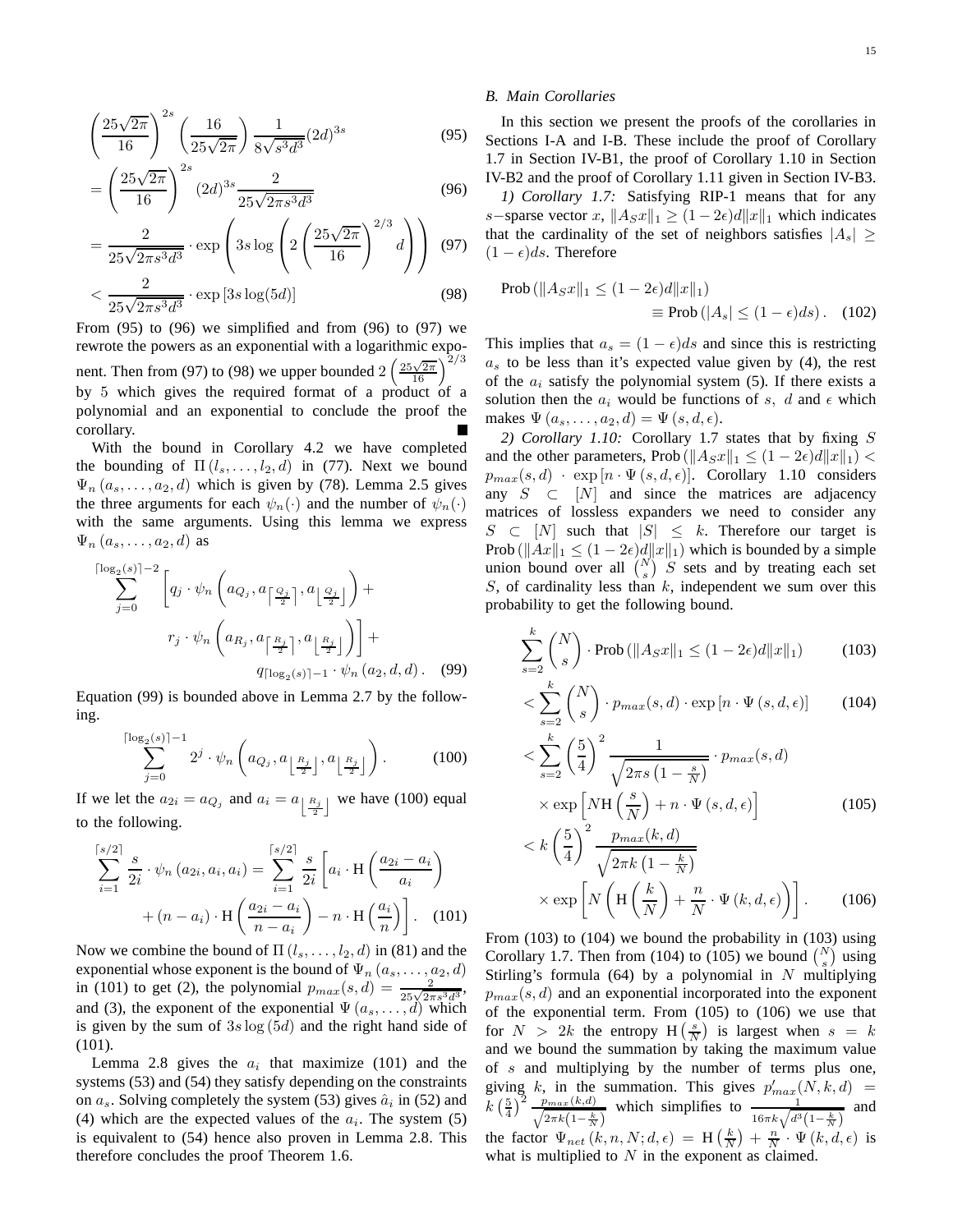$$\left(\frac{25\sqrt{2\pi}}{16}\right)^{2s}\left(\frac{16}{25\sqrt{2\pi}}\right)\frac{1}{8\sqrt{s^3d^3}}(2d)^{3s} \tag{95}$$

$$= \left(\frac{25\sqrt{2\pi}}{16}\right)^{2s}(2d)^{3s}\frac{2}{25\sqrt{2\pi s^3d^3}} \tag{96}$$

$$= \frac{2}{25\sqrt{2\pi s^3d^3}}\cdot\exp\left(3s\log\left(2\left(\frac{25\sqrt{2\pi}}{16}\right)^{2/3}d\right)\right) \tag{97}$$

$$< \frac{2}{25\sqrt{2\pi s^3d^3}}\cdot\exp\left[3s\log(5d)\right] \tag{98}$$

From (95) to (96) we simplified and from (96) to (97) we rewrote the powers as an exponential with a logarithmic exponent. Then from (97) to (98) we upper bounded $2\left(\frac{25\sqrt{2\pi}}{16}\right)^{2/3}$ by 5 which gives the required format of a product of a polynomial and an exponential to conclude the proof the corollary. ■

With the bound in Corollary 4.2 we have completed the bounding of $\Pi(l_s,\ldots,l_2,d)$ in (77). Next we bound $\Psi_n(a_s,\ldots,a_2,d)$ which is given by (78). Lemma 2.5 gives the three arguments for each $\psi_n(\cdot)$ and the number of $\psi_n(\cdot)$ with the same arguments. Using this lemma we express $\Psi_n(a_s,\ldots,a_2,d)$ as

$$\sum_{j=0}^{\lceil\log_2(s)\rceil-2}\left[q_j\cdot\psi_n\left(a_{Q_j},a_{\left\lceil\frac{Q_j}{2}\right\rceil},a_{\left\lfloor\frac{Q_j}{2}\right\rfloor}\right)+ r_j\cdot\psi_n\left(a_{R_j},a_{\left\lceil\frac{R_j}{2}\right\rceil},a_{\left\lfloor\frac{R_j}{2}\right\rfloor}\right)\right]+ q_{\lceil\log_2(s)\rceil-1}\cdot\psi_n\left(a_2,d,d\right). \tag{99}$$

Equation (99) is bounded above in Lemma 2.7 by the following.

$$\sum_{j=0}^{\lceil\log_2(s)\rceil-1}2^j\cdot\psi_n\left(a_{Q_j},a_{\left\lfloor\frac{R_j}{2}\right\rfloor},a_{\left\lfloor\frac{R_j}{2}\right\rfloor}\right). \tag{100}$$

If we let the $a_{2i}=a_{Q_j}$ and $a_i=a_{\left\lfloor\frac{R_j}{2}\right\rfloor}$ we have (100) equal to the following.

$$\sum_{i=1}^{\lceil s/2\rceil}\frac{s}{2i}\cdot\psi_n\left(a_{2i},a_i,a_i\right)=\sum_{i=1}^{\lceil s/2\rceil}\frac{s}{2i}\left[a_i\cdot \mathrm{H}\left(\frac{a_{2i}-a_i}{a_i}\right) + (n-a_i)\cdot\mathrm{H}\left(\frac{a_{2i}-a_i}{n-a_i}\right)-n\cdot\mathrm{H}\left(\frac{a_i}{n}\right)\right]. \tag{101}$$

Now we combine the bound of $\Pi(l_s,\ldots,l_2,d)$ in (81) and the exponential whose exponent is the bound of $\Psi_n(a_s,\ldots,a_2,d)$ in (101) to get (2), the polynomial $p_{max}(s,d)=\frac{2}{25\sqrt{2\pi s^3d^3}}$, and (3), the exponent of the exponential $\Psi(a_s,\ldots,d)$ which is given by the sum of $3s\log(5d)$ and the right hand side of (101).

Lemma 2.8 gives the $a_i$ that maximize (101) and the systems (53) and (54) they satisfy depending on the constraints on $a_s$. Solving completely the system (53) gives $\hat{a}_i$ in (52) and (4) which are the expected values of the $a_i$. The system (5) is equivalent to (54) hence also proven in Lemma 2.8. This therefore concludes the proof Theorem 1.6.

### *B. Main Corollaries*

In this section we present the proofs of the corollaries in Sections I-A and I-B. These include the proof of Corollary 1.7 in Section IV-B1, the proof of Corollary 1.10 in Section IV-B2 and the proof of Corollary 1.11 given in Section IV-B3.

*1) Corollary 1.7:* Satisfying RIP-1 means that for any $s-$sparse vector $x$, $\|A_Sx\|_1\geq(1-2\epsilon)d\|x\|_1$ which indicates that the cardinality of the set of neighbors satisfies $|A_s|\geq(1-\epsilon)ds$. Therefore

$$\text{Prob}\left(\|A_Sx\|_1\leq(1-2\epsilon)d\|x\|_1\right) \equiv\text{Prob}\left(|A_s|\leq(1-\epsilon)ds\right). \tag{102}$$

This implies that $a_s=(1-\epsilon)ds$ and since this is restricting $a_s$ to be less than it's expected value given by (4), the rest of the $a_i$ satisfy the polynomial system (5). If there exists a solution then the $a_i$ would be functions of $s$, $d$ and $\epsilon$ which makes $\Psi(a_s,\ldots,a_2,d)=\Psi(s,d,\epsilon)$.

*2) Corollary 1.10:* Corollary 1.7 states that by fixing $S$ and the other parameters, $\text{Prob}\left(\|A_Sx\|_1\leq(1-2\epsilon)d\|x\|_1\right)< p_{max}(s,d)\cdot\exp\left[n\cdot\Psi(s,d,\epsilon)\right]$. Corollary 1.10 considers any $S\subset[N]$ and since the matrices are adjacency matrices of lossless expanders we need to consider any $S\subset[N]$ such that $|S|\leq k$. Therefore our target is $\text{Prob}\left(\|Ax\|_1\leq(1-2\epsilon)d\|x\|_1\right)$ which is bounded by a simple union bound over all $\binom{N}{s}$ $S$ sets and by treating each set $S$, of cardinality less than $k$, independent we sum over this probability to get the following bound.

$$\sum_{s=2}^{k}\binom{N}{s}\cdot\text{Prob}\left(\|A_Sx\|_1\leq(1-2\epsilon)d\|x\|_1\right) \tag{103}$$

$$<\sum_{s=2}^{k}\binom{N}{s}\cdot p_{max}(s,d)\cdot\exp\left[n\cdot\Psi(s,d,\epsilon)\right] \tag{104}$$

$$<\sum_{s=2}^{k}\left(\frac{5}{4}\right)^2\frac{1}{\sqrt{2\pi s\left(1-\frac{s}{N}\right)}}\cdot p_{max}(s,d) \times\exp\left[N\mathrm{H}\left(\frac{s}{N}\right)+n\cdot\Psi(s,d,\epsilon)\right] \tag{105}$$

$$<k\left(\frac{5}{4}\right)^2\frac{p_{max}(k,d)}{\sqrt{2\pi k\left(1-\frac{k}{N}\right)}} \times\exp\left[N\left(\mathrm{H}\left(\frac{k}{N}\right)+\frac{n}{N}\cdot\Psi(k,d,\epsilon)\right)\right]. \tag{106}$$

From (103) to (104) we bound the probability in (103) using Corollary 1.7. Then from (104) to (105) we bound $\binom{N}{s}$ using Stirling's formula (64) by a polynomial in $N$ multiplying $p_{max}(s,d)$ and an exponential incorporated into the exponent of the exponential term. From (105) to (106) we use that for $N>2k$ the entropy $\mathrm{H}\left(\frac{s}{N}\right)$ is largest when $s=k$ and we bound the summation by taking the maximum value of $s$ and multiplying by the number of terms plus one, giving $k$, in the summation. This gives $p'_{max}(N,k,d)=k\left(\frac{5}{4}\right)^2\frac{p_{max}(k,d)}{\sqrt{2\pi k\left(1-\frac{k}{N}\right)}}$ which simplifies to $\frac{1}{16\pi k\sqrt{d^3\left(1-\frac{k}{N}\right)}}$ and the factor $\Psi_{net}(k,n,N;d,\epsilon)=\mathrm{H}\left(\frac{k}{N}\right)+\frac{n}{N}\cdot\Psi(k,d,\epsilon)$ is what is multiplied to $N$ in the exponent as claimed.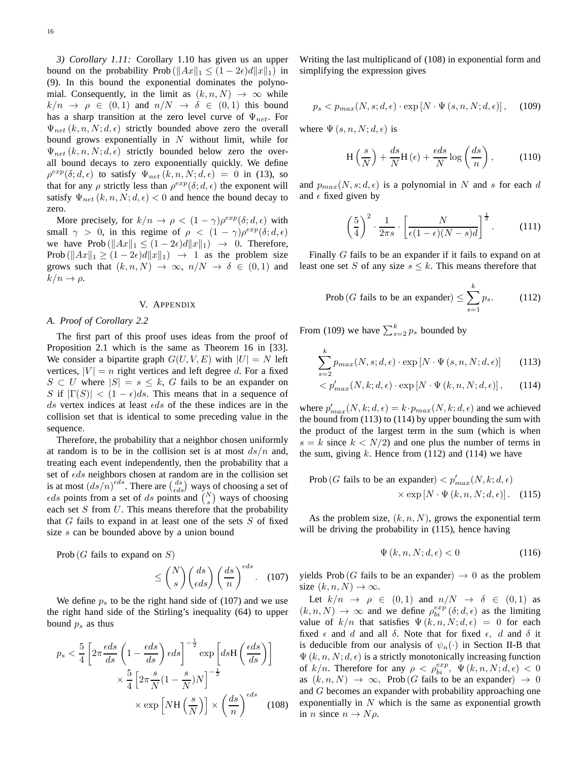*3) Corollary 1.11:* Corollary 1.10 has given us an upper bound on the probability $\text{Prob}\left(\|Ax\|_1 \leq (1-2\epsilon)d\|x\|_1\right)$ in (9). In this bound the exponential dominates the polynomial. Consequently, in the limit as $(k,n,N) \to \infty$ while $k/n \to \rho \in (0,1)$ and $n/N \to \delta \in (0,1)$ this bound has a sharp transition at the zero level curve of $\Psi_{net}$. For $\Psi_{net}(k,n,N;d,\epsilon)$ strictly bounded above zero the overall bound grows exponentially in $N$ without limit, while for $\Psi_{net}(k,n,N;d,\epsilon)$ strictly bounded below zero the overall bound decays to zero exponentially quickly. We define $\rho^{exp}(\delta;d,\epsilon)$ to satisfy $\Psi_{net}(k,n,N;d,\epsilon) = 0$ in (13), so that for any $\rho$ strictly less than $\rho^{exp}(\delta;d,\epsilon)$ the exponent will satisfy $\Psi_{net}(k,n,N;d,\epsilon) < 0$ and hence the bound decay to zero.

More precisely, for $k/n \to \rho < (1-\gamma)\rho^{exp}(\delta;d,\epsilon)$ with small $\gamma > 0$, in this regime of $\rho < (1-\gamma)\rho^{exp}(\delta;d,\epsilon)$ we have $\text{Prob}\left(\|Ax\|_1 \leq (1-2\epsilon)d\|x\|_1\right) \to 0$. Therefore, $\text{Prob}\left(\|Ax\|_1 \geq (1-2\epsilon)d\|x\|_1\right) \to 1$ as the problem size grows such that $(k,n,N) \to \infty$, $n/N \to \delta \in (0,1)$ and $k/n \to \rho$.

## V. Appendix

### A. Proof of Corollary 2.2

The first part of this proof uses ideas from the proof of Proposition 2.1 which is the same as Theorem 16 in [33]. We consider a bipartite graph $G(U,V,E)$ with $|U| = N$ left vertices, $|V| = n$ right vertices and left degree $d$. For a fixed $S \subset U$ where $|S| = s \leq k$, $G$ fails to be an expander on $S$ if $|\Gamma(S)| < (1-\epsilon)ds$. This means that in a sequence of $ds$ vertex indices at least $\epsilon ds$ of the these indices are in the collision set that is identical to some preceding value in the sequence.

Therefore, the probability that a neighbor chosen uniformly at random is to be in the collision set is at most $ds/n$ and, treating each event independently, then the probability that a set of $\epsilon ds$ neighbors chosen at random are in the collision set is at most $(ds/n)^{\epsilon ds}$. There are $\binom{ds}{\epsilon ds}$ ways of choosing a set of $\epsilon ds$ points from a set of $ds$ points and $\binom{N}{s}$ ways of choosing each set $S$ from $U$. This means therefore that the probability that $G$ fails to expand in at least one of the sets $S$ of fixed size $s$ can be bounded above by a union bound

$$\text{Prob}\left(G \text{ fails to expand on } S\right) \leq \binom{N}{s}\binom{ds}{\epsilon ds}\left(\frac{ds}{n}\right)^{\epsilon ds}. \quad (107)$$

We define $p_s$ to be the right hand side of (107) and we use the right hand side of the Stirling's inequality (64) to upper bound $p_s$ as thus

$$\begin{aligned} p_s < \frac{5}{4}\left[2\pi\frac{\epsilon ds}{ds}\left(1-\frac{\epsilon ds}{ds}\right)\epsilon ds\right]^{-\frac{1}{2}}\exp\left[ds\text{H}\left(\frac{\epsilon ds}{ds}\right)\right] \\ \times \frac{5}{4}\left[2\pi\frac{s}{N}\left(1-\frac{s}{N}\right)N\right]^{-\frac{1}{2}} \\ \times \exp\left[N\text{H}\left(\frac{s}{N}\right)\right] \times \left(\frac{ds}{n}\right)^{\epsilon ds} \quad (108) \end{aligned}$$

Writing the last multiplicand of (108) in exponential form and simplifying the expression gives

$$p_s < p_{max}(N,s;d,\epsilon)\cdot\exp\left[N\cdot\Psi\left(s,n,N;d,\epsilon\right)\right], \quad (109)$$

where $\Psi\left(s,n,N;d,\epsilon\right)$ is

$$\text{H}\left(\frac{s}{N}\right) + \frac{ds}{N}\text{H}\left(\epsilon\right) + \frac{\epsilon ds}{N}\log\left(\frac{ds}{n}\right), \quad (110)$$

and $p_{max}(N,s;d,\epsilon)$ is a polynomial in $N$ and $s$ for each $d$ and $\epsilon$ fixed given by

$$\left(\frac{5}{4}\right)^2\cdot\frac{1}{2\pi s}\cdot\left[\frac{N}{\epsilon(1-\epsilon)(N-s)d}\right]^{\frac{1}{2}}. \quad (111)$$

Finally $G$ fails to be an expander if it fails to expand on at least one set $S$ of any size $s \leq k$. This means therefore that

$$\text{Prob}\left(G \text{ fails to be an expander}\right) \leq \sum_{s=1}^{k} p_s. \quad (112)$$

From (109) we have $\sum_{s=2}^{k} p_s$ bounded by

$$\begin{aligned} &\sum_{s=2}^{k} p_{max}(N,s;d,\epsilon)\cdot\exp\left[N\cdot\Psi\left(s,n,N;d,\epsilon\right)\right] \quad (113) \\ &< p_{max}'(N,k;d,\epsilon)\cdot\exp\left[N\cdot\Psi\left(k,n,N;d,\epsilon\right)\right], \quad (114) \end{aligned}$$

where $p_{max}'(N,k;d,\epsilon) = k\cdot p_{max}(N,k;d,\epsilon)$ and we achieved the bound from (113) to (114) by upper bounding the sum with the product of the largest term in the sum (which is when $s = k$ since $k < N/2$) and one plus the number of terms in the sum, giving $k$. Hence from (112) and (114) we have

$$\begin{aligned} \text{Prob}\left(G \text{ fails to be an expander}\right) < p_{max}'(N,k;d,\epsilon) \\ \times \exp\left[N\cdot\Psi\left(k,n,N;d,\epsilon\right)\right]. \quad (115) \end{aligned}$$

As the problem size, $(k,n,N)$, grows the exponential term will be driving the probability in (115), hence having

$$\Psi\left(k,n,N;d,\epsilon\right) < 0 \quad (116)$$

yields $\text{Prob}\left(G \text{ fails to be an expander}\right) \to 0$ as the problem size $(k,n,N) \to \infty$.

Let $k/n \to \rho \in (0,1)$ and $n/N \to \delta \in (0,1)$ as $(k,n,N) \to \infty$ and we define $\rho_{bi}^{exp}(\delta;d,\epsilon)$ as the limiting value of $k/n$ that satisfies $\Psi\left(k,n,N;d,\epsilon\right) = 0$ for each fixed $\epsilon$ and $d$ and all $\delta$. Note that for fixed $\epsilon$, $d$ and $\delta$ it is deducible from our analysis of $\psi_n(\cdot)$ in Section II-B that $\Psi\left(k,n,N;d,\epsilon\right)$ is a strictly monotonically increasing function of $k/n$. Therefore for any $\rho < \rho_{bi}^{exp}$, $\Psi\left(k,n,N;d,\epsilon\right) < 0$ as $(k,n,N) \to \infty$, $\text{Prob}\left(G \text{ fails to be an expander}\right) \to 0$ and $G$ becomes an expander with probability approaching one exponentially in $N$ which is the same as exponential growth in $n$ since $n \to N\rho$.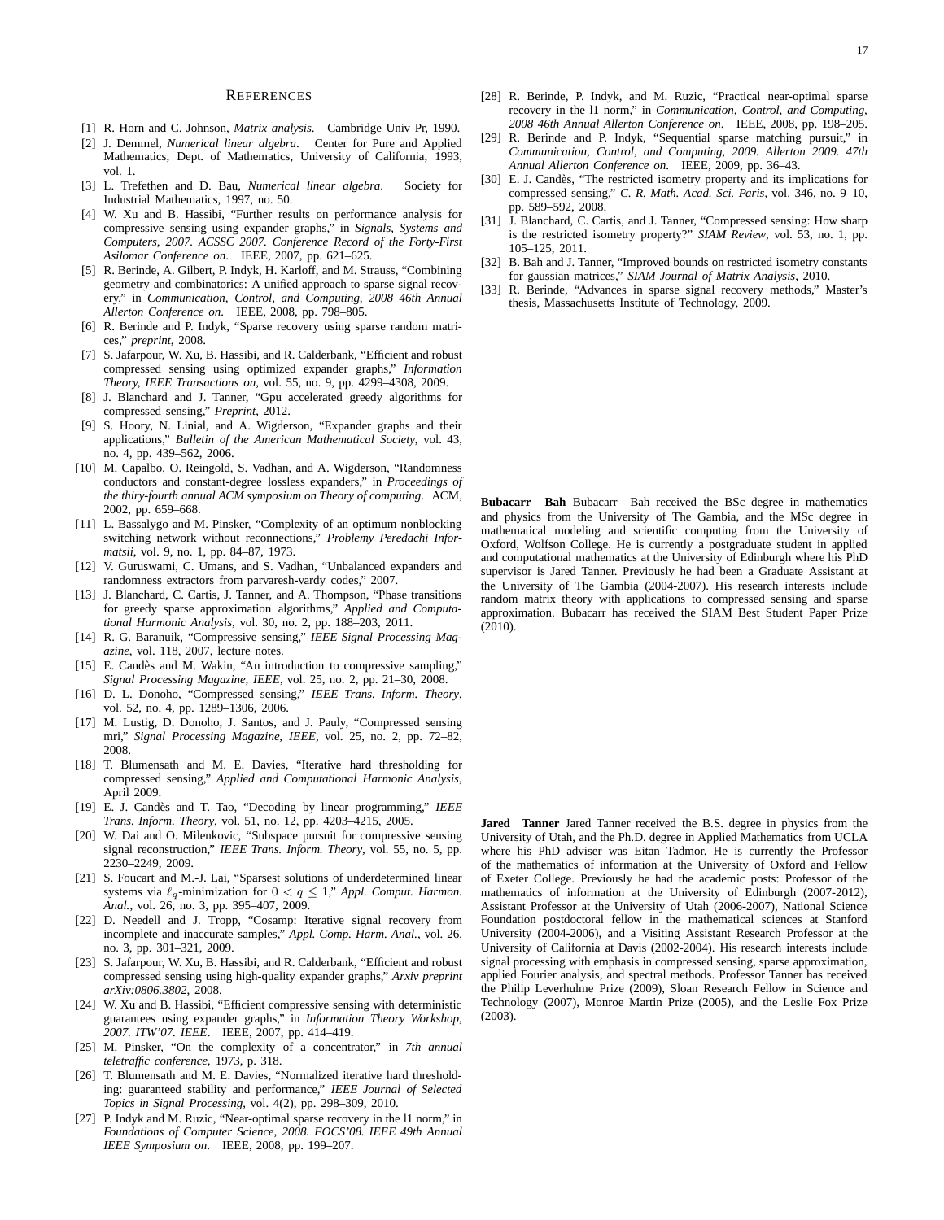## References

[1] R. Horn and C. Johnson, *Matrix analysis*. Cambridge Univ Pr, 1990.

[2] J. Demmel, *Numerical linear algebra*. Center for Pure and Applied Mathematics, Dept. of Mathematics, University of California, 1993, vol. 1.

[3] L. Trefethen and D. Bau, *Numerical linear algebra*. Society for Industrial Mathematics, 1997, no. 50.

[4] W. Xu and B. Hassibi, "Further results on performance analysis for compressive sensing using expander graphs," in *Signals, Systems and Computers, 2007. ACSSC 2007. Conference Record of the Forty-First Asilomar Conference on*. IEEE, 2007, pp. 621–625.

[5] R. Berinde, A. Gilbert, P. Indyk, H. Karloff, and M. Strauss, "Combining geometry and combinatorics: A unified approach to sparse signal recovery," in *Communication, Control, and Computing, 2008 46th Annual Allerton Conference on*. IEEE, 2008, pp. 798–805.

[6] R. Berinde and P. Indyk, "Sparse recovery using sparse random matrices," *preprint*, 2008.

[7] S. Jafarpour, W. Xu, B. Hassibi, and R. Calderbank, "Efficient and robust compressed sensing using optimized expander graphs," *Information Theory, IEEE Transactions on*, vol. 55, no. 9, pp. 4299–4308, 2009.

[8] J. Blanchard and J. Tanner, "Gpu accelerated greedy algorithms for compressed sensing," *Preprint*, 2012.

[9] S. Hoory, N. Linial, and A. Wigderson, "Expander graphs and their applications," *Bulletin of the American Mathematical Society*, vol. 43, no. 4, pp. 439–562, 2006.

[10] M. Capalbo, O. Reingold, S. Vadhan, and A. Wigderson, "Randomness conductors and constant-degree lossless expanders," in *Proceedings of the thiry-fourth annual ACM symposium on Theory of computing*. ACM, 2002, pp. 659–668.

[11] L. Bassalygo and M. Pinsker, "Complexity of an optimum nonblocking switching network without reconnections," *Problemy Peredachi Informatsii*, vol. 9, no. 1, pp. 84–87, 1973.

[12] V. Guruswami, C. Umans, and S. Vadhan, "Unbalanced expanders and randomness extractors from parvaresh-vardy codes," 2007.

[13] J. Blanchard, C. Cartis, J. Tanner, and A. Thompson, "Phase transitions for greedy sparse approximation algorithms," *Applied and Computational Harmonic Analysis*, vol. 30, no. 2, pp. 188–203, 2011.

[14] R. G. Baranuik, "Compressive sensing," *IEEE Signal Processing Magazine*, vol. 118, 2007, lecture notes.

[15] E. Candès and M. Wakin, "An introduction to compressive sampling," *Signal Processing Magazine, IEEE*, vol. 25, no. 2, pp. 21–30, 2008.

[16] D. L. Donoho, "Compressed sensing," *IEEE Trans. Inform. Theory*, vol. 52, no. 4, pp. 1289–1306, 2006.

[17] M. Lustig, D. Donoho, J. Santos, and J. Pauly, "Compressed sensing mri," *Signal Processing Magazine, IEEE*, vol. 25, no. 2, pp. 72–82, 2008.

[18] T. Blumensath and M. E. Davies, "Iterative hard thresholding for compressed sensing," *Applied and Computational Harmonic Analysis*, April 2009.

[19] E. J. Candès and T. Tao, "Decoding by linear programming," *IEEE Trans. Inform. Theory*, vol. 51, no. 12, pp. 4203–4215, 2005.

[20] W. Dai and O. Milenkovic, "Subspace pursuit for compressive sensing signal reconstruction," *IEEE Trans. Inform. Theory*, vol. 55, no. 5, pp. 2230–2249, 2009.

[21] S. Foucart and M.-J. Lai, "Sparsest solutions of underdetermined linear systems via $\ell_q$-minimization for $0 < q \leq 1$," *Appl. Comput. Harmon. Anal.*, vol. 26, no. 3, pp. 395–407, 2009.

[22] D. Needell and J. Tropp, "Cosamp: Iterative signal recovery from incomplete and inaccurate samples," *Appl. Comp. Harm. Anal.*, vol. 26, no. 3, pp. 301–321, 2009.

[23] S. Jafarpour, W. Xu, B. Hassibi, and R. Calderbank, "Efficient and robust compressed sensing using high-quality expander graphs," *Arxiv preprint arXiv:0806.3802*, 2008.

[24] W. Xu and B. Hassibi, "Efficient compressive sensing with deterministic guarantees using expander graphs," in *Information Theory Workshop, 2007. ITW'07. IEEE*. IEEE, 2007, pp. 414–419.

[25] M. Pinsker, "On the complexity of a concentrator," in *7th annual teletraffic conference*, 1973, p. 318.

[26] T. Blumensath and M. E. Davies, "Normalized iterative hard thresholding: guaranteed stability and performance," *IEEE Journal of Selected Topics in Signal Processing*, vol. 4(2), pp. 298–309, 2010.

[27] P. Indyk and M. Ruzic, "Near-optimal sparse recovery in the l1 norm," in *Foundations of Computer Science, 2008. FOCS'08. IEEE 49th Annual IEEE Symposium on*. IEEE, 2008, pp. 199–207.

[28] R. Berinde, P. Indyk, and M. Ruzic, "Practical near-optimal sparse recovery in the l1 norm," in *Communication, Control, and Computing, 2008 46th Annual Allerton Conference on*. IEEE, 2008, pp. 198–205.

[29] R. Berinde and P. Indyk, "Sequential sparse matching pursuit," in *Communication, Control, and Computing, 2009. Allerton 2009. 47th Annual Allerton Conference on*. IEEE, 2009, pp. 36–43.

[30] E. J. Candès, "The restricted isometry property and its implications for compressed sensing," *C. R. Math. Acad. Sci. Paris*, vol. 346, no. 9–10, pp. 589–592, 2008.

[31] J. Blanchard, C. Cartis, and J. Tanner, "Compressed sensing: How sharp is the restricted isometry property?" *SIAM Review*, vol. 53, no. 1, pp. 105–125, 2011.

[32] B. Bah and J. Tanner, "Improved bounds on restricted isometry constants for gaussian matrices," *SIAM Journal of Matrix Analysis*, 2010.

[33] R. Berinde, "Advances in sparse signal recovery methods," Master's thesis, Massachusetts Institute of Technology, 2009.

**Bubacarr Bah** Bubacarr Bah received the BSc degree in mathematics and physics from the University of The Gambia, and the MSc degree in mathematical modeling and scientific computing from the University of Oxford, Wolfson College. He is currently a postgraduate student in applied and computational mathematics at the University of Edinburgh where his PhD supervisor is Jared Tanner. Previously he had been a Graduate Assistant at the University of The Gambia (2004-2007). His research interests include random matrix theory with applications to compressed sensing and sparse approximation. Bubacarr has received the SIAM Best Student Paper Prize (2010).

**Jared Tanner** Jared Tanner received the B.S. degree in physics from the University of Utah, and the Ph.D. degree in Applied Mathematics from UCLA where his PhD adviser was Eitan Tadmor. He is currently the Professor of the mathematics of information at the University of Oxford and Fellow of Exeter College. Previously he had the academic posts: Professor of the mathematics of information at the University of Edinburgh (2007-2012), Assistant Professor at the University of Utah (2006-2007), National Science Foundation postdoctoral fellow in the mathematical sciences at Stanford University (2004-2006), and a Visiting Assistant Research Professor at the University of California at Davis (2002-2004). His research interests include signal processing with emphasis in compressed sensing, sparse approximation, applied Fourier analysis, and spectral methods. Professor Tanner has received the Philip Leverhulme Prize (2009), Sloan Research Fellow in Science and Technology (2007), Monroe Martin Prize (2005), and the Leslie Fox Prize (2003).